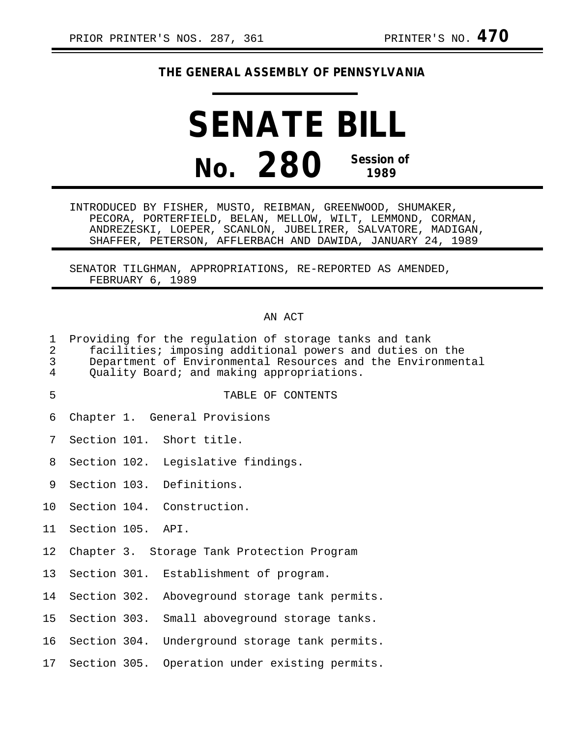PRIOR PRINTER'S NOS. 287, 361 PRINTER'S NO. **470**

**THE GENERAL ASSEMBLY OF PENNSYLVANIA**

# SENATE BILL

# No. 280 Session of 1989

INTRODUCED BY FISHER, MUSTO, REIBMAN, GREENWOOD, SHUMAKER, PECORA, PORTERFIELD, BELAN, MELLOW, WILT, LEMMOND, CORMAN, ANDREZESKI, LOEPER, SCANLON, JUBELIRER, SALVATORE, MADIGAN, SHAFFER, PETERSON, AFFLERBACH AND DAWIDA, JANUARY 24, 1989

SENATOR TILGHMAN, APPROPRIATIONS, RE-REPORTED AS AMENDED, FEBRUARY 6, 1989

AN ACT

Providing for the regulation of storage tanks and tank facilities; imposing additional powers and duties on the Department of Environmental Resources and the Environmental Quality Board; and making appropriations.

TABLE OF CONTENTS

Chapter 1. General Provisions

Section 101. Short title.

Section 102. Legislative findings.

Section 103. Definitions.

Section 104. Construction.

Section 105. API.

Chapter 3. Storage Tank Protection Program

Section 301. Establishment of program.

Section 302. Aboveground storage tank permits.

Section 303. Small aboveground storage tanks.

Section 304. Underground storage tank permits.

Section 305. Operation under existing permits.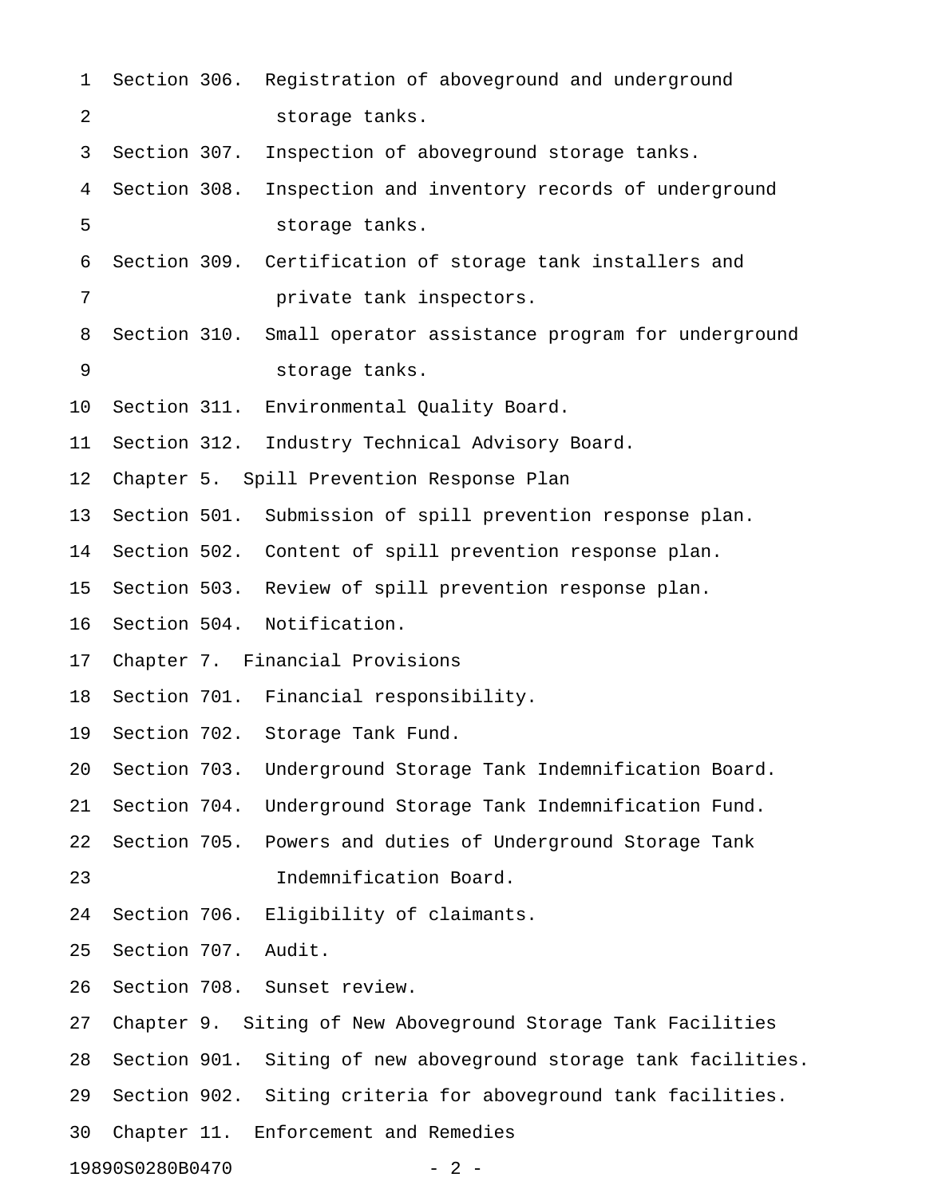Section 306. Registration of aboveground and underground storage tanks.

Section 307. Inspection of aboveground storage tanks.

Section 308. Inspection and inventory records of underground storage tanks.

Section 309. Certification of storage tank installers and private tank inspectors.

Section 310. Small operator assistance program for underground storage tanks.

Section 311. Environmental Quality Board.

Section 312. Industry Technical Advisory Board.

Chapter 5. Spill Prevention Response Plan

Section 501. Submission of spill prevention response plan.

Section 502. Content of spill prevention response plan.

Section 503. Review of spill prevention response plan.

Section 504. Notification.

Chapter 7. Financial Provisions

Section 701. Financial responsibility.

Section 702. Storage Tank Fund.

Section 703. Underground Storage Tank Indemnification Board.

Section 704. Underground Storage Tank Indemnification Fund.

Section 705. Powers and duties of Underground Storage Tank Indemnification Board.

Section 706. Eligibility of claimants.

Section 707. Audit.

Section 708. Sunset review.

Chapter 9. Siting of New Aboveground Storage Tank Facilities

Section 901. Siting of new aboveground storage tank facilities.

Section 902. Siting criteria for aboveground tank facilities.

Chapter 11. Enforcement and Remedies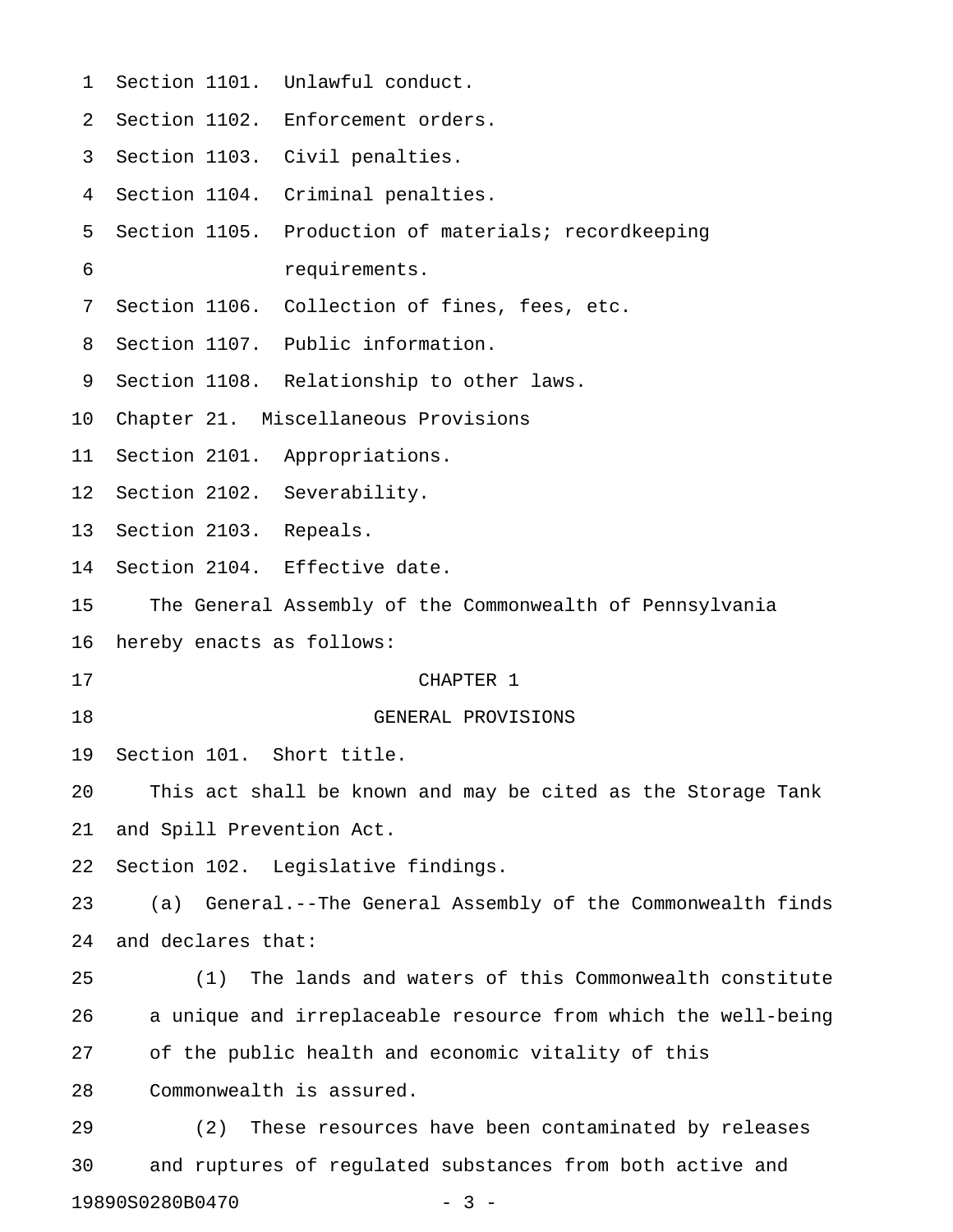Section 1101. Unlawful conduct.
Section 1102. Enforcement orders.
Section 1103. Civil penalties.
Section 1104. Criminal penalties.
Section 1105. Production of materials; recordkeeping requirements.
Section 1106. Collection of fines, fees, etc.
Section 1107. Public information.
Section 1108. Relationship to other laws.

Chapter 21. Miscellaneous Provisions

Section 2101. Appropriations.
Section 2102. Severability.
Section 2103. Repeals.
Section 2104. Effective date.

The General Assembly of the Commonwealth of Pennsylvania hereby enacts as follows:

# CHAPTER 1

# GENERAL PROVISIONS

Section 101. Short title.

This act shall be known and may be cited as the Storage Tank and Spill Prevention Act.

Section 102. Legislative findings.

(a) General.--The General Assembly of the Commonwealth finds and declares that:

(1) The lands and waters of this Commonwealth constitute a unique and irreplaceable resource from which the well-being of the public health and economic vitality of this Commonwealth is assured.

(2) These resources have been contaminated by releases and ruptures of regulated substances from both active and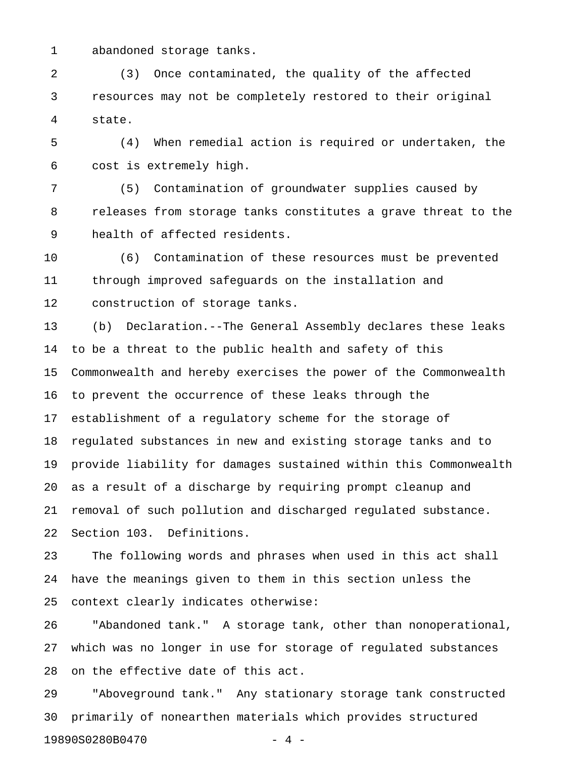abandoned storage tanks.

(3) Once contaminated, the quality of the affected resources may not be completely restored to their original state.

(4) When remedial action is required or undertaken, the cost is extremely high.

(5) Contamination of groundwater supplies caused by releases from storage tanks constitutes a grave threat to the health of affected residents.

(6) Contamination of these resources must be prevented through improved safeguards on the installation and construction of storage tanks.

(b) Declaration.--The General Assembly declares these leaks to be a threat to the public health and safety of this Commonwealth and hereby exercises the power of the Commonwealth to prevent the occurrence of these leaks through the establishment of a regulatory scheme for the storage of regulated substances in new and existing storage tanks and to provide liability for damages sustained within this Commonwealth as a result of a discharge by requiring prompt cleanup and removal of such pollution and discharged regulated substance.

Section 103. Definitions.

The following words and phrases when used in this act shall have the meanings given to them in this section unless the context clearly indicates otherwise:

"Abandoned tank." A storage tank, other than nonoperational, which was no longer in use for storage of regulated substances on the effective date of this act.

"Aboveground tank." Any stationary storage tank constructed primarily of nonearthen materials which provides structured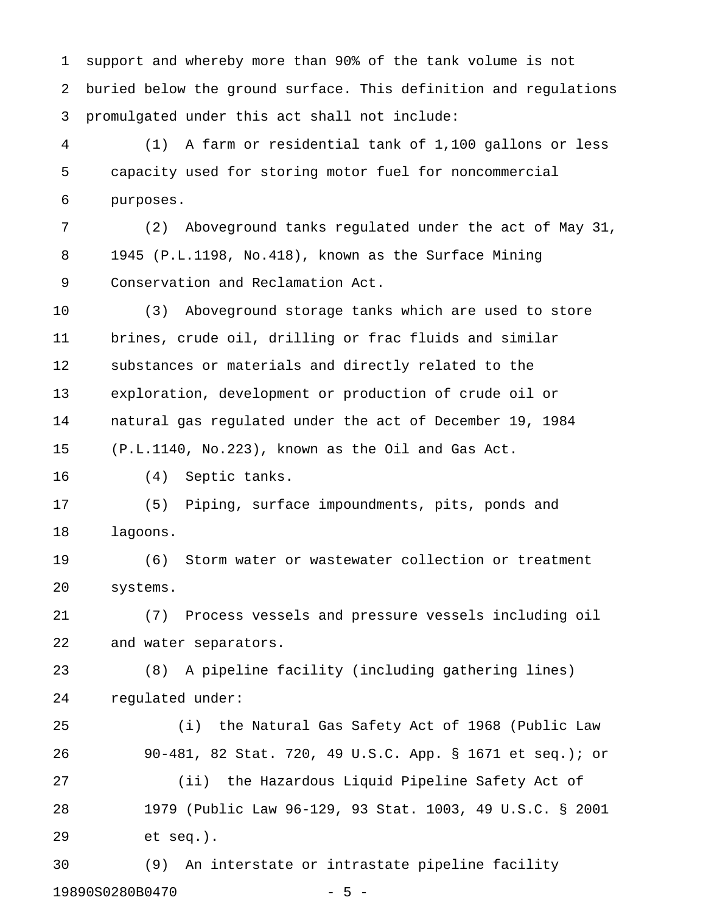support and whereby more than 90% of the tank volume is not buried below the ground surface. This definition and regulations promulgated under this act shall not include:

(1) A farm or residential tank of 1,100 gallons or less capacity used for storing motor fuel for noncommercial purposes.

(2) Aboveground tanks regulated under the act of May 31, 1945 (P.L.1198, No.418), known as the Surface Mining Conservation and Reclamation Act.

(3) Aboveground storage tanks which are used to store brines, crude oil, drilling or frac fluids and similar substances or materials and directly related to the exploration, development or production of crude oil or natural gas regulated under the act of December 19, 1984 (P.L.1140, No.223), known as the Oil and Gas Act.

(4) Septic tanks.

(5) Piping, surface impoundments, pits, ponds and lagoons.

(6) Storm water or wastewater collection or treatment systems.

(7) Process vessels and pressure vessels including oil and water separators.

(8) A pipeline facility (including gathering lines) regulated under:

(i) the Natural Gas Safety Act of 1968 (Public Law 90-481, 82 Stat. 720, 49 U.S.C. App. § 1671 et seq.); or

(ii) the Hazardous Liquid Pipeline Safety Act of 1979 (Public Law 96-129, 93 Stat. 1003, 49 U.S.C. § 2001 et seq.).

(9) An interstate or intrastate pipeline facility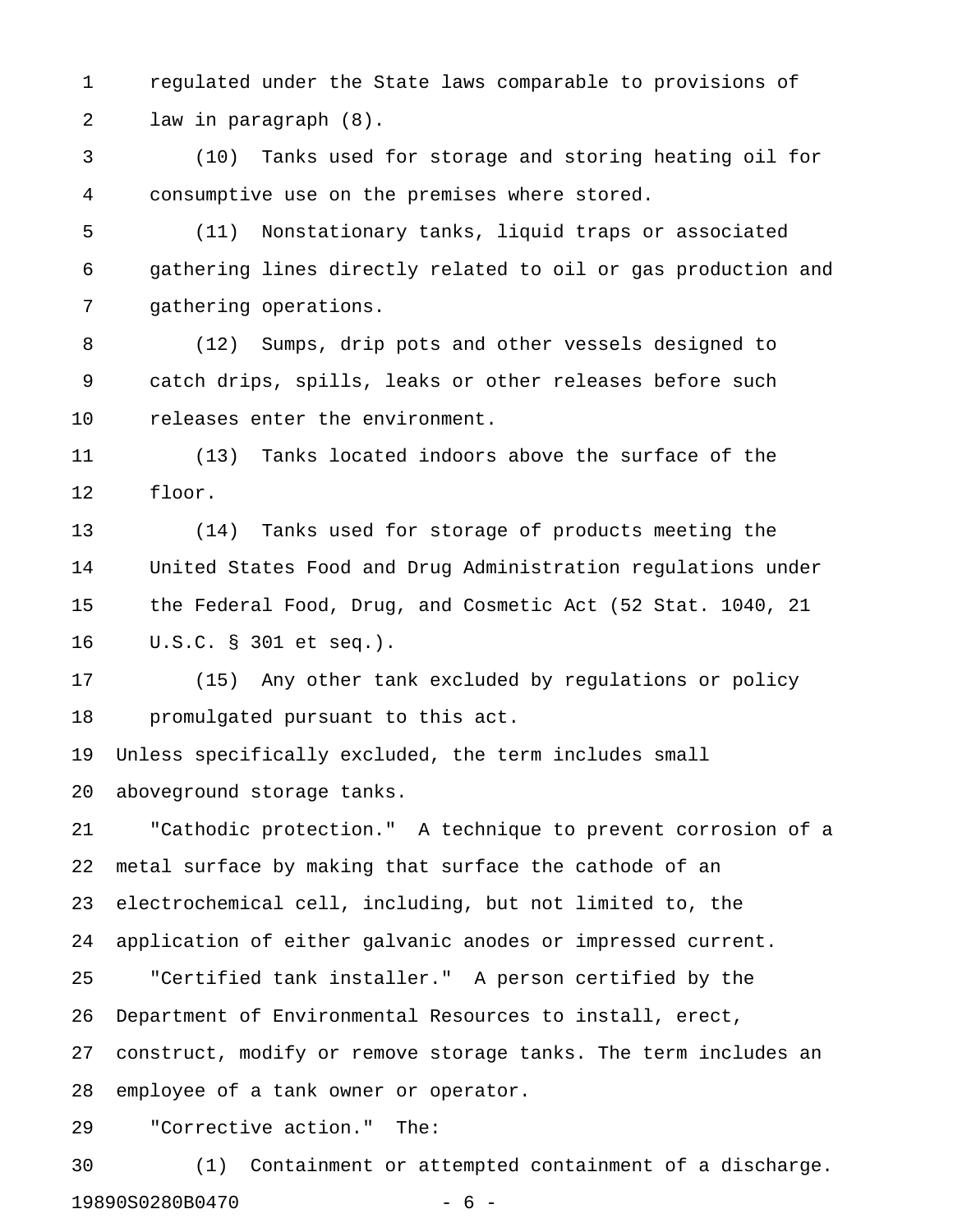regulated under the State laws comparable to provisions of law in paragraph (8).

(10) Tanks used for storage and storing heating oil for consumptive use on the premises where stored.

(11) Nonstationary tanks, liquid traps or associated gathering lines directly related to oil or gas production and gathering operations.

(12) Sumps, drip pots and other vessels designed to catch drips, spills, leaks or other releases before such releases enter the environment.

(13) Tanks located indoors above the surface of the floor.

(14) Tanks used for storage of products meeting the United States Food and Drug Administration regulations under the Federal Food, Drug, and Cosmetic Act (52 Stat. 1040, 21 U.S.C. § 301 et seq.).

(15) Any other tank excluded by regulations or policy promulgated pursuant to this act.

Unless specifically excluded, the term includes small aboveground storage tanks.

"Cathodic protection." A technique to prevent corrosion of a metal surface by making that surface the cathode of an electrochemical cell, including, but not limited to, the application of either galvanic anodes or impressed current.

"Certified tank installer." A person certified by the Department of Environmental Resources to install, erect, construct, modify or remove storage tanks. The term includes an employee of a tank owner or operator.

"Corrective action." The:

(1) Containment or attempted containment of a discharge.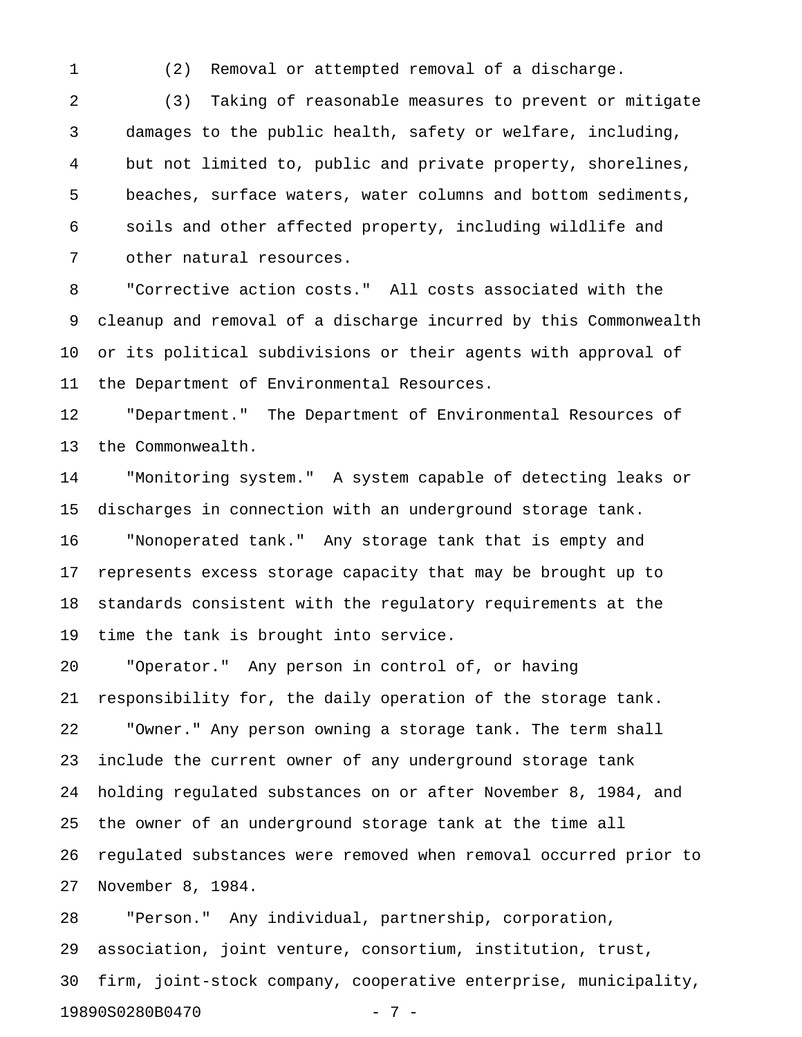(2) Removal or attempted removal of a discharge.

(3) Taking of reasonable measures to prevent or mitigate damages to the public health, safety or welfare, including, but not limited to, public and private property, shorelines, beaches, surface waters, water columns and bottom sediments, soils and other affected property, including wildlife and other natural resources.

"Corrective action costs." All costs associated with the cleanup and removal of a discharge incurred by this Commonwealth or its political subdivisions or their agents with approval of the Department of Environmental Resources.

"Department." The Department of Environmental Resources of the Commonwealth.

"Monitoring system." A system capable of detecting leaks or discharges in connection with an underground storage tank.

"Nonoperated tank." Any storage tank that is empty and represents excess storage capacity that may be brought up to standards consistent with the regulatory requirements at the time the tank is brought into service.

"Operator." Any person in control of, or having responsibility for, the daily operation of the storage tank.

"Owner." Any person owning a storage tank. The term shall include the current owner of any underground storage tank holding regulated substances on or after November 8, 1984, and the owner of an underground storage tank at the time all regulated substances were removed when removal occurred prior to November 8, 1984.

"Person." Any individual, partnership, corporation, association, joint venture, consortium, institution, trust, firm, joint-stock company, cooperative enterprise, municipality,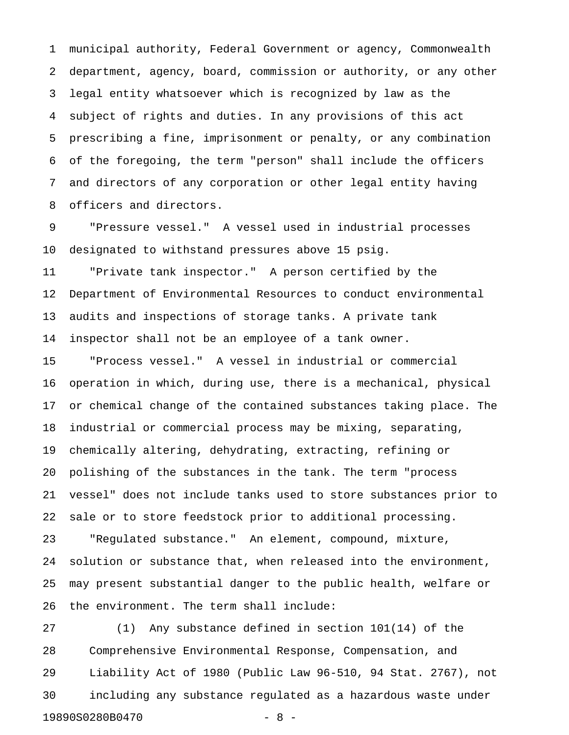municipal authority, Federal Government or agency, Commonwealth department, agency, board, commission or authority, or any other legal entity whatsoever which is recognized by law as the subject of rights and duties. In any provisions of this act prescribing a fine, imprisonment or penalty, or any combination of the foregoing, the term "person" shall include the officers and directors of any corporation or other legal entity having officers and directors.

"Pressure vessel." A vessel used in industrial processes designated to withstand pressures above 15 psig.

"Private tank inspector." A person certified by the Department of Environmental Resources to conduct environmental audits and inspections of storage tanks. A private tank inspector shall not be an employee of a tank owner.

"Process vessel." A vessel in industrial or commercial operation in which, during use, there is a mechanical, physical or chemical change of the contained substances taking place. The industrial or commercial process may be mixing, separating, chemically altering, dehydrating, extracting, refining or polishing of the substances in the tank. The term "process vessel" does not include tanks used to store substances prior to sale or to store feedstock prior to additional processing.

"Regulated substance." An element, compound, mixture, solution or substance that, when released into the environment, may present substantial danger to the public health, welfare or the environment. The term shall include:

(1) Any substance defined in section 101(14) of the Comprehensive Environmental Response, Compensation, and Liability Act of 1980 (Public Law 96-510, 94 Stat. 2767), not including any substance regulated as a hazardous waste under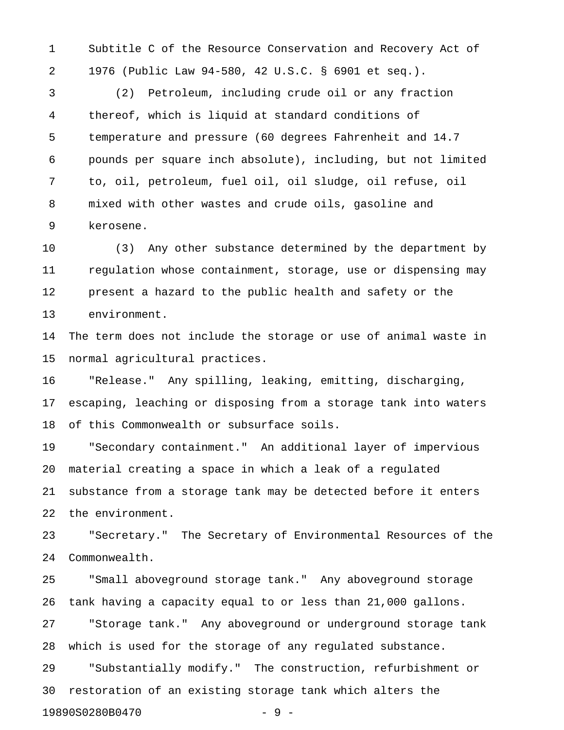Subtitle C of the Resource Conservation and Recovery Act of 1976 (Public Law 94-580, 42 U.S.C. § 6901 et seq.).

(2) Petroleum, including crude oil or any fraction thereof, which is liquid at standard conditions of temperature and pressure (60 degrees Fahrenheit and 14.7 pounds per square inch absolute), including, but not limited to, oil, petroleum, fuel oil, oil sludge, oil refuse, oil mixed with other wastes and crude oils, gasoline and kerosene.

(3) Any other substance determined by the department by regulation whose containment, storage, use or dispensing may present a hazard to the public health and safety or the environment.

The term does not include the storage or use of animal waste in normal agricultural practices.

"Release." Any spilling, leaking, emitting, discharging, escaping, leaching or disposing from a storage tank into waters of this Commonwealth or subsurface soils.

"Secondary containment." An additional layer of impervious material creating a space in which a leak of a regulated substance from a storage tank may be detected before it enters the environment.

"Secretary." The Secretary of Environmental Resources of the Commonwealth.

"Small aboveground storage tank." Any aboveground storage tank having a capacity equal to or less than 21,000 gallons.

"Storage tank." Any aboveground or underground storage tank which is used for the storage of any regulated substance.

"Substantially modify." The construction, refurbishment or restoration of an existing storage tank which alters the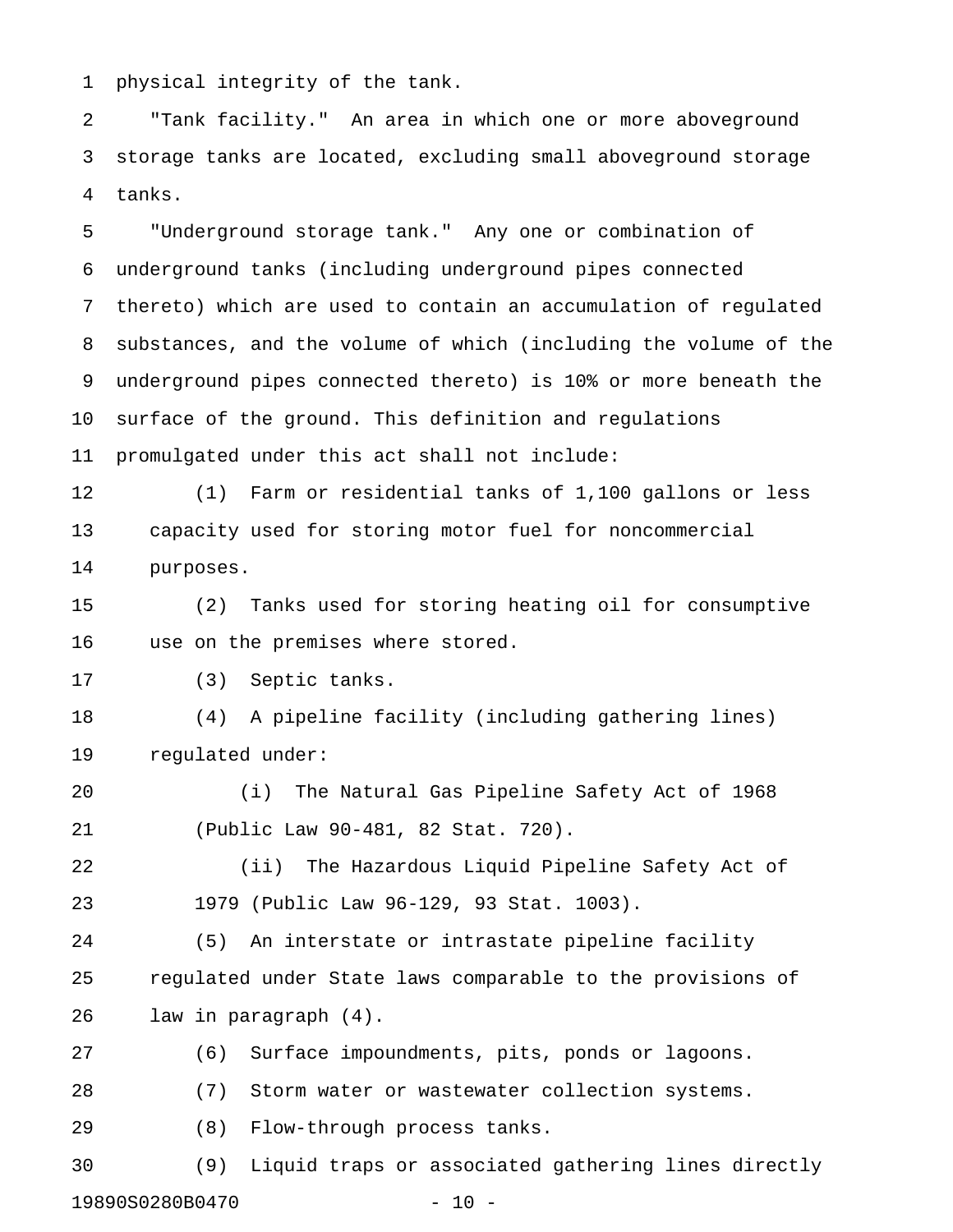physical integrity of the tank.

"Tank facility." An area in which one or more aboveground storage tanks are located, excluding small aboveground storage tanks.

"Underground storage tank." Any one or combination of underground tanks (including underground pipes connected thereto) which are used to contain an accumulation of regulated substances, and the volume of which (including the volume of the underground pipes connected thereto) is 10% or more beneath the surface of the ground. This definition and regulations promulgated under this act shall not include:

(1) Farm or residential tanks of 1,100 gallons or less capacity used for storing motor fuel for noncommercial purposes.

(2) Tanks used for storing heating oil for consumptive use on the premises where stored.

(3) Septic tanks.

(4) A pipeline facility (including gathering lines) regulated under:

(i) The Natural Gas Pipeline Safety Act of 1968 (Public Law 90-481, 82 Stat. 720).

(ii) The Hazardous Liquid Pipeline Safety Act of 1979 (Public Law 96-129, 93 Stat. 1003).

(5) An interstate or intrastate pipeline facility regulated under State laws comparable to the provisions of law in paragraph (4).

(6) Surface impoundments, pits, ponds or lagoons.

(7) Storm water or wastewater collection systems.

(8) Flow-through process tanks.

(9) Liquid traps or associated gathering lines directly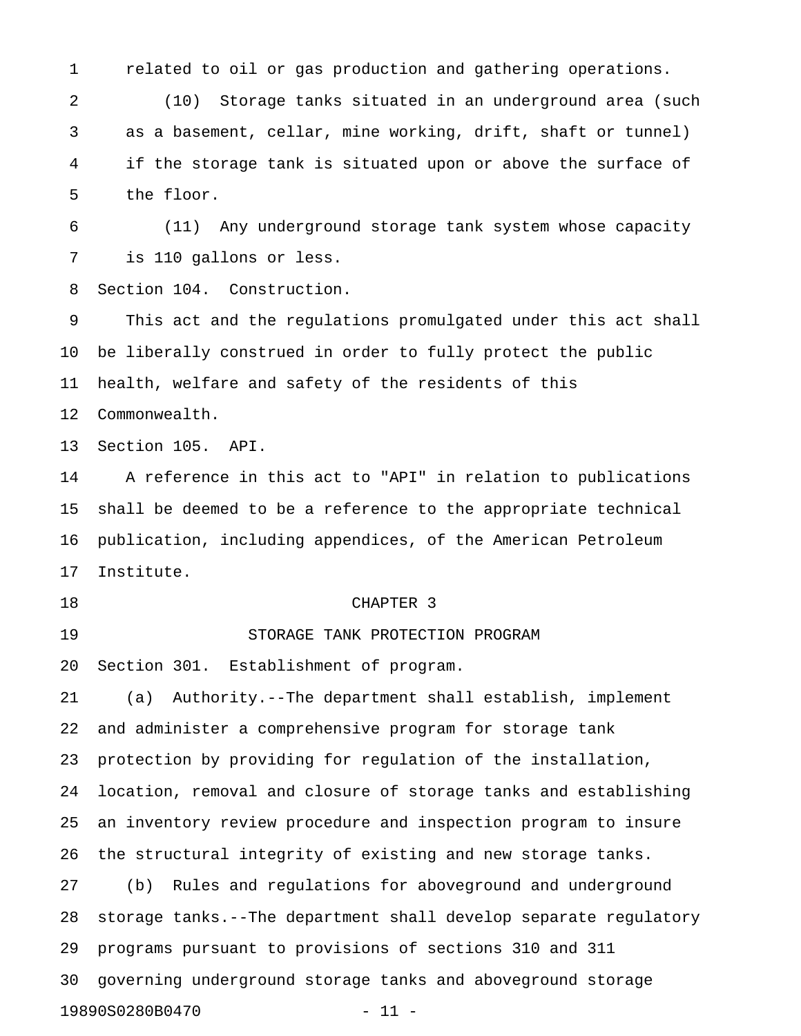related to oil or gas production and gathering operations.

(10) Storage tanks situated in an underground area (such as a basement, cellar, mine working, drift, shaft or tunnel) if the storage tank is situated upon or above the surface of the floor.

(11) Any underground storage tank system whose capacity is 110 gallons or less.

Section 104. Construction.

This act and the regulations promulgated under this act shall be liberally construed in order to fully protect the public health, welfare and safety of the residents of this Commonwealth.

Section 105. API.

A reference in this act to "API" in relation to publications shall be deemed to be a reference to the appropriate technical publication, including appendices, of the American Petroleum Institute.

## CHAPTER 3

## STORAGE TANK PROTECTION PROGRAM

Section 301. Establishment of program.

(a) Authority.--The department shall establish, implement and administer a comprehensive program for storage tank protection by providing for regulation of the installation, location, removal and closure of storage tanks and establishing an inventory review procedure and inspection program to insure the structural integrity of existing and new storage tanks.

(b) Rules and regulations for aboveground and underground storage tanks.--The department shall develop separate regulatory programs pursuant to provisions of sections 310 and 311 governing underground storage tanks and aboveground storage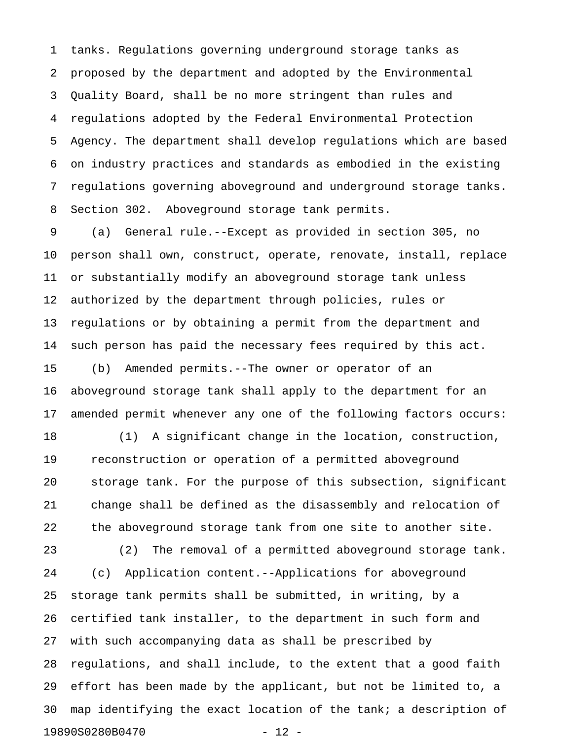tanks. Regulations governing underground storage tanks as proposed by the department and adopted by the Environmental Quality Board, shall be no more stringent than rules and regulations adopted by the Federal Environmental Protection Agency. The department shall develop regulations which are based on industry practices and standards as embodied in the existing regulations governing aboveground and underground storage tanks.

Section 302. Aboveground storage tank permits.

(a) General rule.--Except as provided in section 305, no person shall own, construct, operate, renovate, install, replace or substantially modify an aboveground storage tank unless authorized by the department through policies, rules or regulations or by obtaining a permit from the department and such person has paid the necessary fees required by this act.

(b) Amended permits.--The owner or operator of an aboveground storage tank shall apply to the department for an amended permit whenever any one of the following factors occurs:

(1) A significant change in the location, construction, reconstruction or operation of a permitted aboveground storage tank. For the purpose of this subsection, significant change shall be defined as the disassembly and relocation of the aboveground storage tank from one site to another site.

(2) The removal of a permitted aboveground storage tank.

(c) Application content.--Applications for aboveground storage tank permits shall be submitted, in writing, by a certified tank installer, to the department in such form and with such accompanying data as shall be prescribed by regulations, and shall include, to the extent that a good faith effort has been made by the applicant, but not be limited to, a map identifying the exact location of the tank; a description of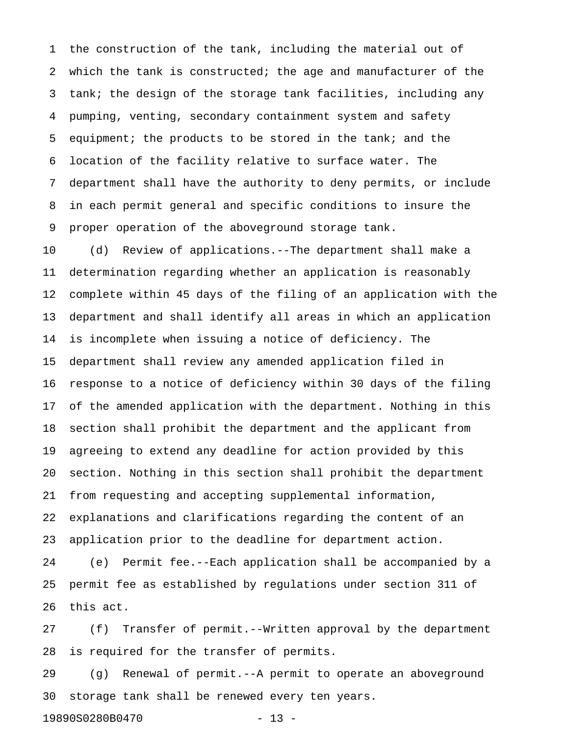the construction of the tank, including the material out of which the tank is constructed; the age and manufacturer of the tank; the design of the storage tank facilities, including any pumping, venting, secondary containment system and safety equipment; the products to be stored in the tank; and the location of the facility relative to surface water. The department shall have the authority to deny permits, or include in each permit general and specific conditions to insure the proper operation of the aboveground storage tank.

(d) Review of applications.--The department shall make a determination regarding whether an application is reasonably complete within 45 days of the filing of an application with the department and shall identify all areas in which an application is incomplete when issuing a notice of deficiency. The department shall review any amended application filed in response to a notice of deficiency within 30 days of the filing of the amended application with the department. Nothing in this section shall prohibit the department and the applicant from agreeing to extend any deadline for action provided by this section. Nothing in this section shall prohibit the department from requesting and accepting supplemental information, explanations and clarifications regarding the content of an application prior to the deadline for department action.

(e) Permit fee.--Each application shall be accompanied by a permit fee as established by regulations under section 311 of this act.

(f) Transfer of permit.--Written approval by the department is required for the transfer of permits.

(g) Renewal of permit.--A permit to operate an aboveground storage tank shall be renewed every ten years.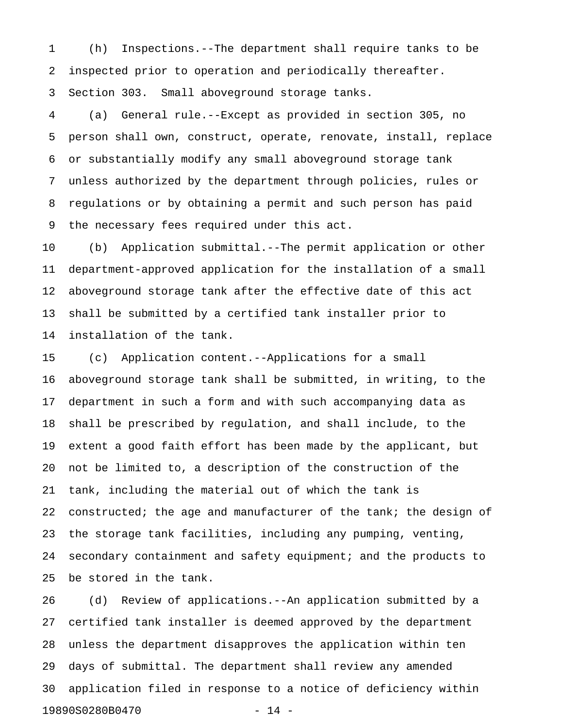(h) Inspections.--The department shall require tanks to be inspected prior to operation and periodically thereafter.

Section 303. Small aboveground storage tanks.

(a) General rule.--Except as provided in section 305, no person shall own, construct, operate, renovate, install, replace or substantially modify any small aboveground storage tank unless authorized by the department through policies, rules or regulations or by obtaining a permit and such person has paid the necessary fees required under this act.

(b) Application submittal.--The permit application or other department-approved application for the installation of a small aboveground storage tank after the effective date of this act shall be submitted by a certified tank installer prior to installation of the tank.

(c) Application content.--Applications for a small aboveground storage tank shall be submitted, in writing, to the department in such a form and with such accompanying data as shall be prescribed by regulation, and shall include, to the extent a good faith effort has been made by the applicant, but not be limited to, a description of the construction of the tank, including the material out of which the tank is constructed; the age and manufacturer of the tank; the design of the storage tank facilities, including any pumping, venting, secondary containment and safety equipment; and the products to be stored in the tank.

(d) Review of applications.--An application submitted by a certified tank installer is deemed approved by the department unless the department disapproves the application within ten days of submittal. The department shall review any amended application filed in response to a notice of deficiency within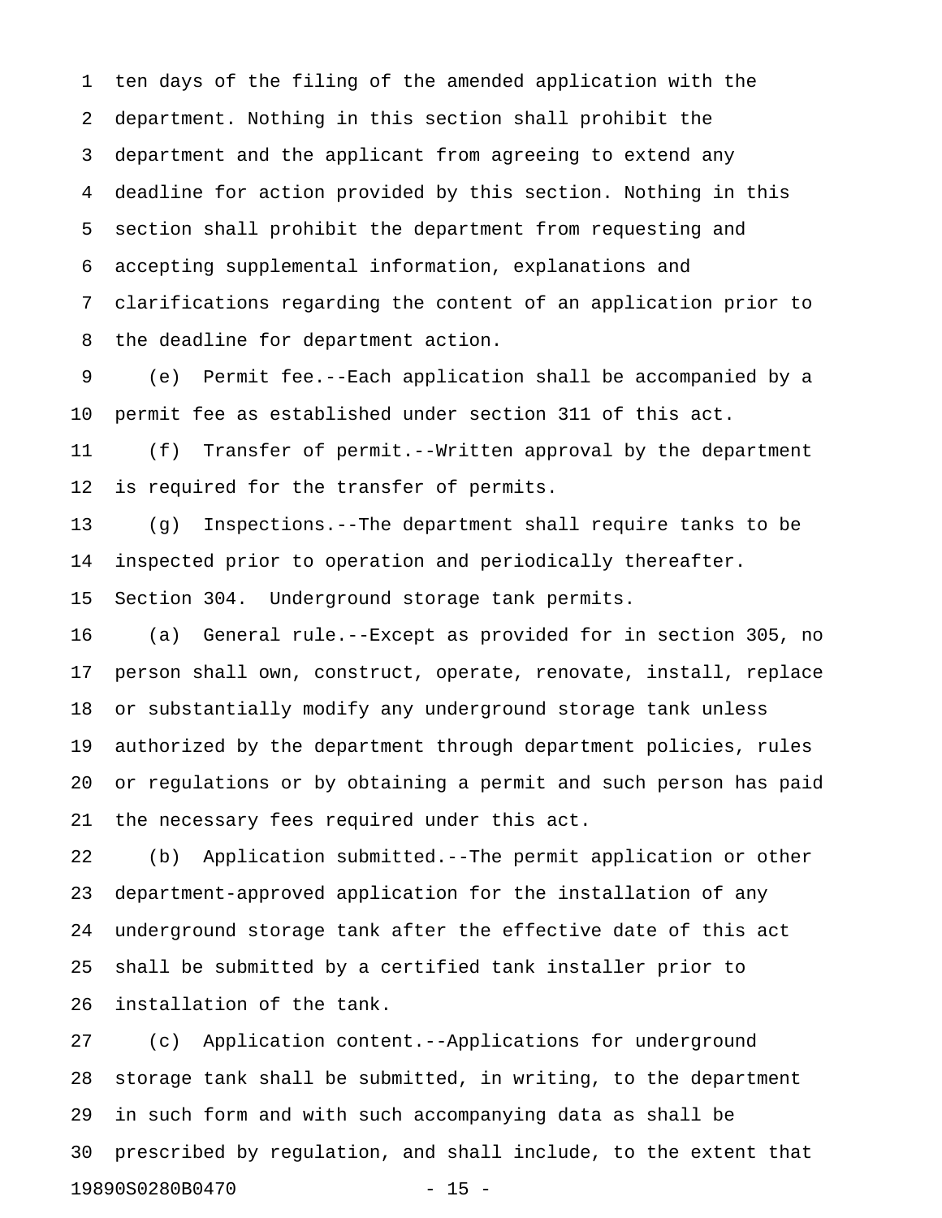ten days of the filing of the amended application with the department. Nothing in this section shall prohibit the department and the applicant from agreeing to extend any deadline for action provided by this section. Nothing in this section shall prohibit the department from requesting and accepting supplemental information, explanations and clarifications regarding the content of an application prior to the deadline for department action.

(e) Permit fee.--Each application shall be accompanied by a permit fee as established under section 311 of this act.

(f) Transfer of permit.--Written approval by the department is required for the transfer of permits.

(g) Inspections.--The department shall require tanks to be inspected prior to operation and periodically thereafter.

Section 304. Underground storage tank permits.

(a) General rule.--Except as provided for in section 305, no person shall own, construct, operate, renovate, install, replace or substantially modify any underground storage tank unless authorized by the department through department policies, rules or regulations or by obtaining a permit and such person has paid the necessary fees required under this act.

(b) Application submitted.--The permit application or other department-approved application for the installation of any underground storage tank after the effective date of this act shall be submitted by a certified tank installer prior to installation of the tank.

(c) Application content.--Applications for underground storage tank shall be submitted, in writing, to the department in such form and with such accompanying data as shall be prescribed by regulation, and shall include, to the extent that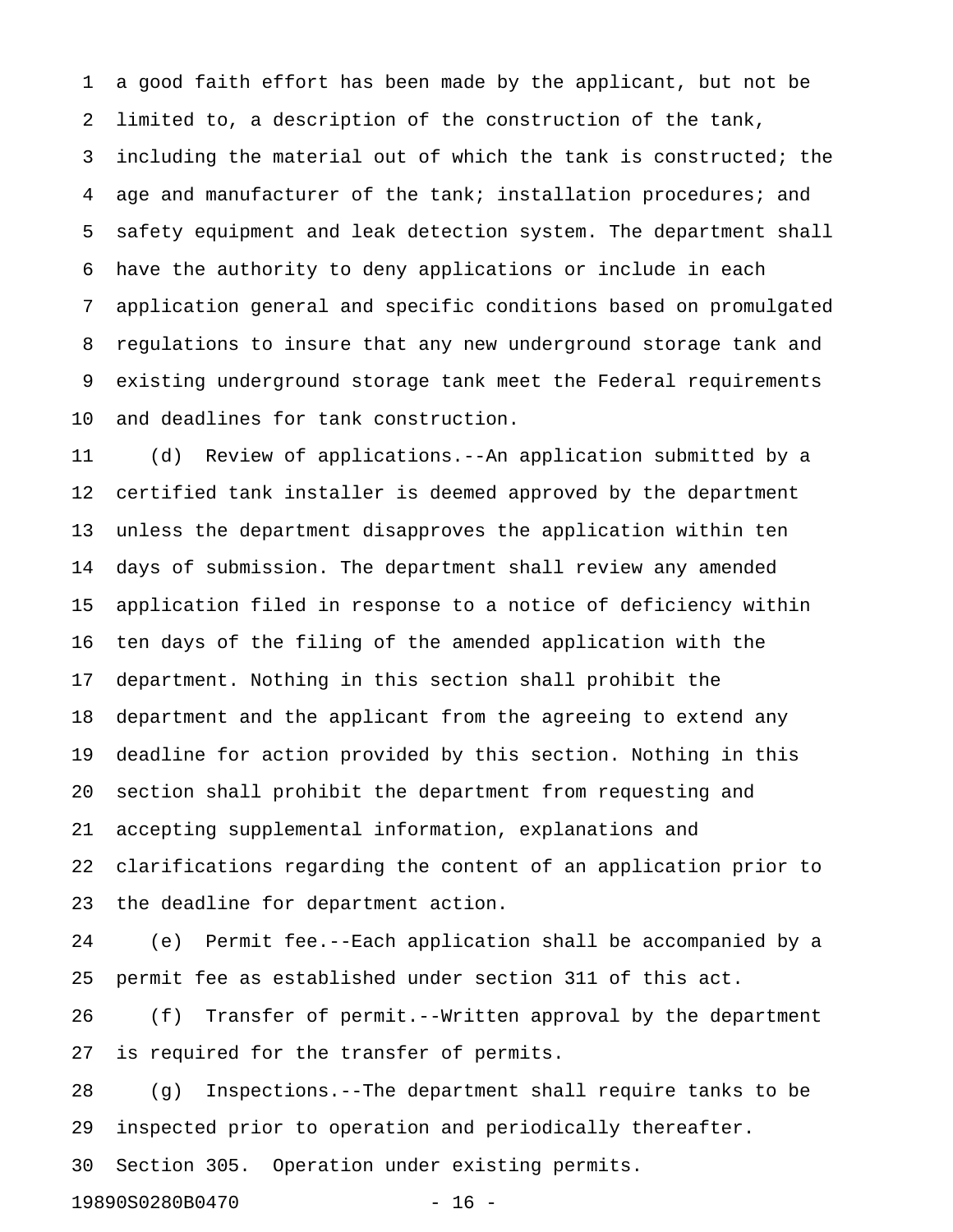a good faith effort has been made by the applicant, but not be limited to, a description of the construction of the tank, including the material out of which the tank is constructed; the age and manufacturer of the tank; installation procedures; and safety equipment and leak detection system. The department shall have the authority to deny applications or include in each application general and specific conditions based on promulgated regulations to insure that any new underground storage tank and existing underground storage tank meet the Federal requirements and deadlines for tank construction.

(d) Review of applications.--An application submitted by a certified tank installer is deemed approved by the department unless the department disapproves the application within ten days of submission. The department shall review any amended application filed in response to a notice of deficiency within ten days of the filing of the amended application with the department. Nothing in this section shall prohibit the department and the applicant from the agreeing to extend any deadline for action provided by this section. Nothing in this section shall prohibit the department from requesting and accepting supplemental information, explanations and clarifications regarding the content of an application prior to the deadline for department action.

(e) Permit fee.--Each application shall be accompanied by a permit fee as established under section 311 of this act.

(f) Transfer of permit.--Written approval by the department is required for the transfer of permits.

(g) Inspections.--The department shall require tanks to be inspected prior to operation and periodically thereafter.

Section 305. Operation under existing permits.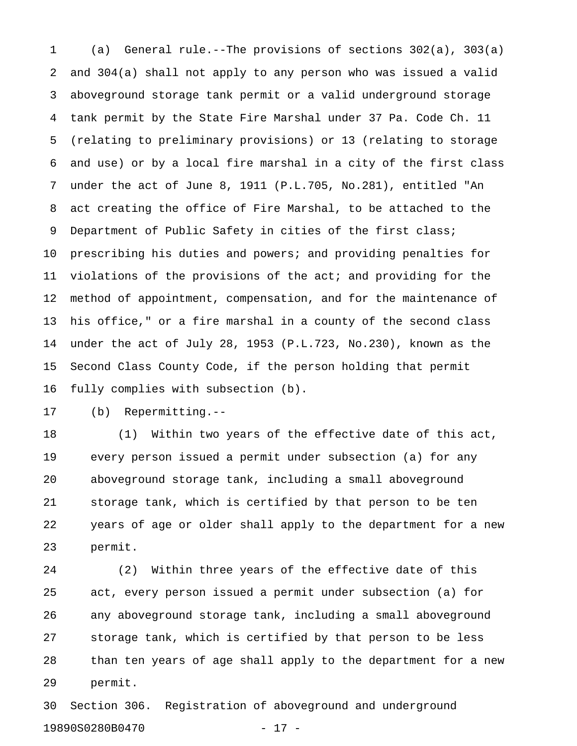(a) General rule.--The provisions of sections 302(a), 303(a) and 304(a) shall not apply to any person who was issued a valid aboveground storage tank permit or a valid underground storage tank permit by the State Fire Marshal under 37 Pa. Code Ch. 11 (relating to preliminary provisions) or 13 (relating to storage and use) or by a local fire marshal in a city of the first class under the act of June 8, 1911 (P.L.705, No.281), entitled "An act creating the office of Fire Marshal, to be attached to the Department of Public Safety in cities of the first class; prescribing his duties and powers; and providing penalties for violations of the provisions of the act; and providing for the method of appointment, compensation, and for the maintenance of his office," or a fire marshal in a county of the second class under the act of July 28, 1953 (P.L.723, No.230), known as the Second Class County Code, if the person holding that permit fully complies with subsection (b).

(b) Repermitting.--

(1) Within two years of the effective date of this act, every person issued a permit under subsection (a) for any aboveground storage tank, including a small aboveground storage tank, which is certified by that person to be ten years of age or older shall apply to the department for a new permit.

(2) Within three years of the effective date of this act, every person issued a permit under subsection (a) for any aboveground storage tank, including a small aboveground storage tank, which is certified by that person to be less than ten years of age shall apply to the department for a new permit.

Section 306. Registration of aboveground and underground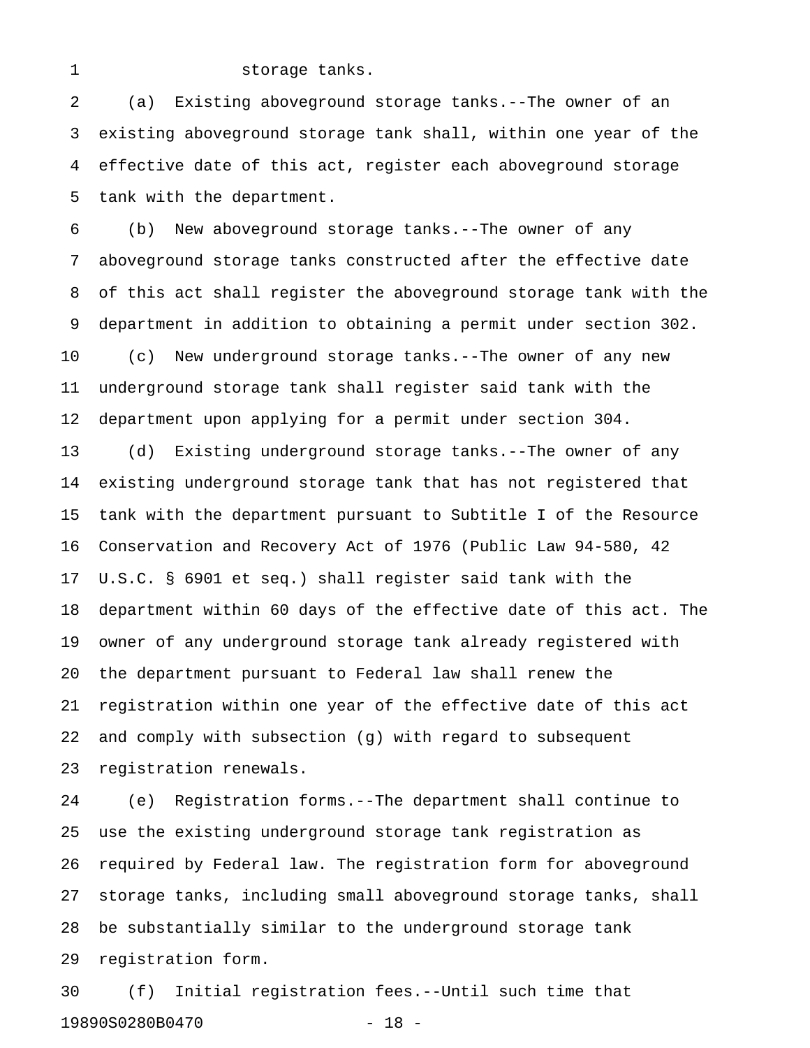storage tanks.

(a) Existing aboveground storage tanks.--The owner of an existing aboveground storage tank shall, within one year of the effective date of this act, register each aboveground storage tank with the department.

(b) New aboveground storage tanks.--The owner of any aboveground storage tanks constructed after the effective date of this act shall register the aboveground storage tank with the department in addition to obtaining a permit under section 302.

(c) New underground storage tanks.--The owner of any new underground storage tank shall register said tank with the department upon applying for a permit under section 304.

(d) Existing underground storage tanks.--The owner of any existing underground storage tank that has not registered that tank with the department pursuant to Subtitle I of the Resource Conservation and Recovery Act of 1976 (Public Law 94-580, 42 U.S.C. § 6901 et seq.) shall register said tank with the department within 60 days of the effective date of this act. The owner of any underground storage tank already registered with the department pursuant to Federal law shall renew the registration within one year of the effective date of this act and comply with subsection (g) with regard to subsequent registration renewals.

(e) Registration forms.--The department shall continue to use the existing underground storage tank registration as required by Federal law. The registration form for aboveground storage tanks, including small aboveground storage tanks, shall be substantially similar to the underground storage tank registration form.

(f) Initial registration fees.--Until such time that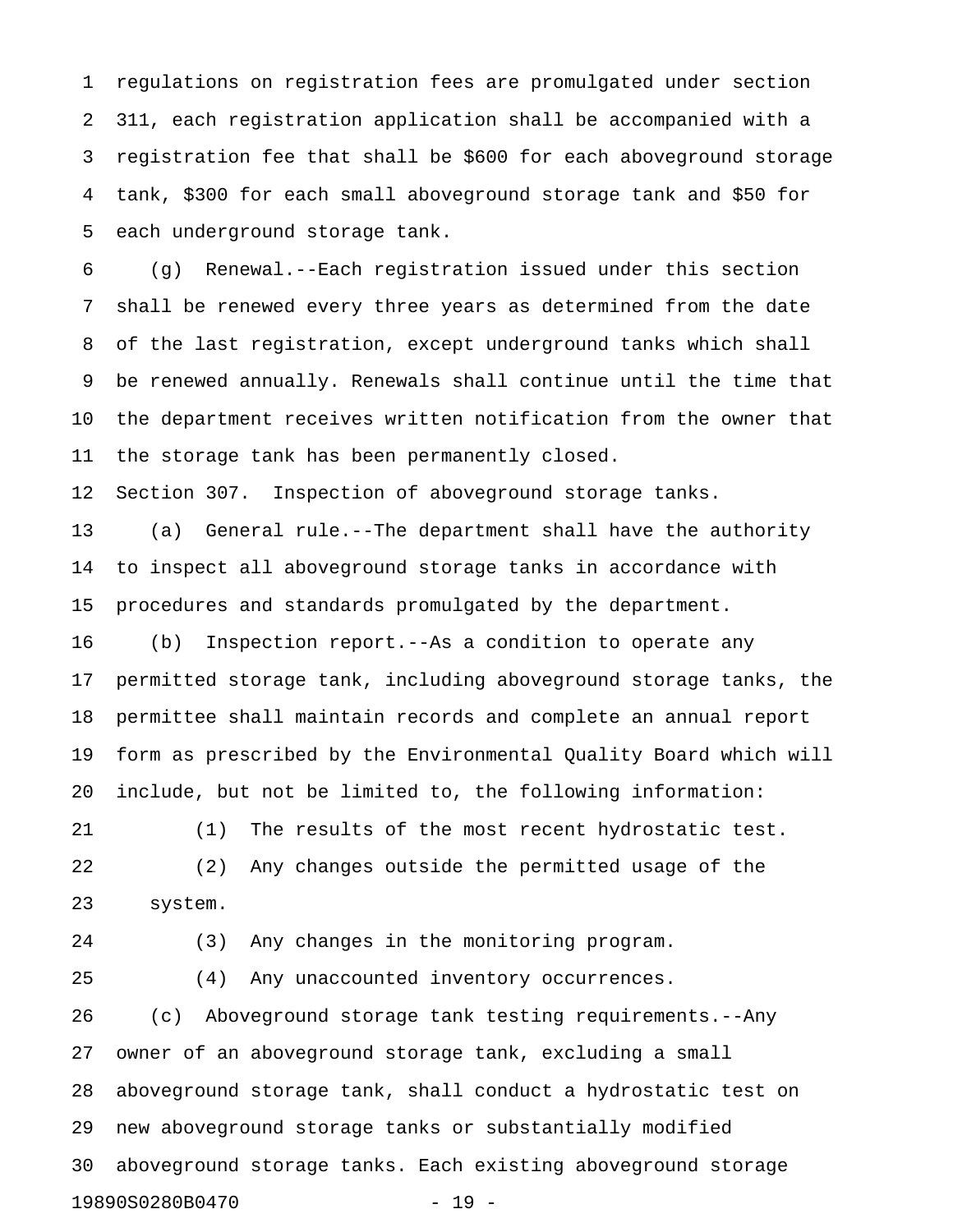regulations on registration fees are promulgated under section 311, each registration application shall be accompanied with a registration fee that shall be $600 for each aboveground storage tank, $300 for each small aboveground storage tank and $50 for each underground storage tank.

(g) Renewal.--Each registration issued under this section shall be renewed every three years as determined from the date of the last registration, except underground tanks which shall be renewed annually. Renewals shall continue until the time that the department receives written notification from the owner that the storage tank has been permanently closed.

Section 307. Inspection of aboveground storage tanks.

(a) General rule.--The department shall have the authority to inspect all aboveground storage tanks in accordance with procedures and standards promulgated by the department.

(b) Inspection report.--As a condition to operate any permitted storage tank, including aboveground storage tanks, the permittee shall maintain records and complete an annual report form as prescribed by the Environmental Quality Board which will include, but not be limited to, the following information:

(1) The results of the most recent hydrostatic test.

(2) Any changes outside the permitted usage of the system.

(3) Any changes in the monitoring program.

(4) Any unaccounted inventory occurrences.

(c) Aboveground storage tank testing requirements.--Any owner of an aboveground storage tank, excluding a small aboveground storage tank, shall conduct a hydrostatic test on new aboveground storage tanks or substantially modified aboveground storage tanks. Each existing aboveground storage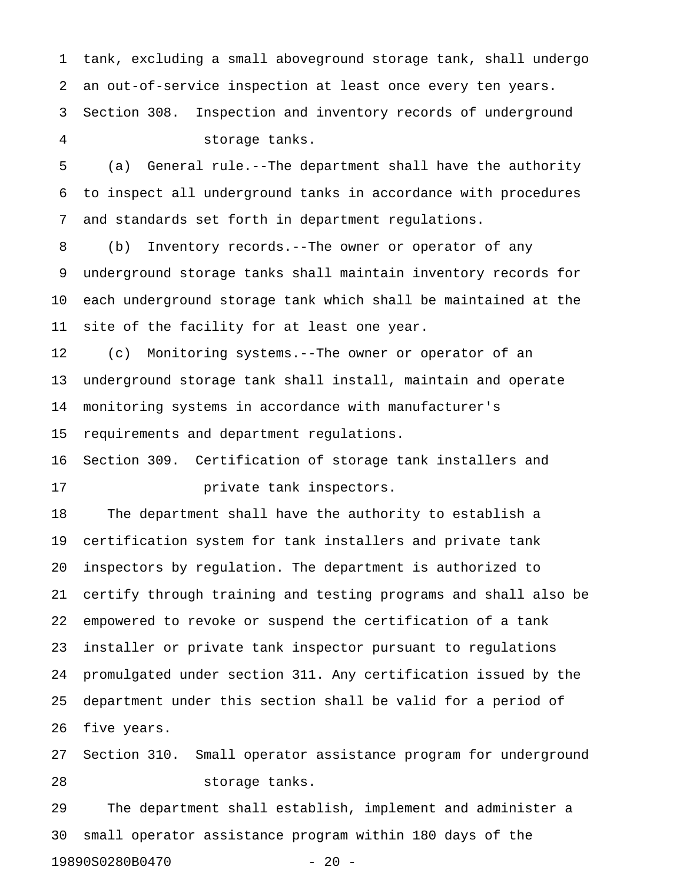tank, excluding a small aboveground storage tank, shall undergo an out-of-service inspection at least once every ten years.

Section 308. Inspection and inventory records of underground storage tanks.

(a) General rule.--The department shall have the authority to inspect all underground tanks in accordance with procedures and standards set forth in department regulations.

(b) Inventory records.--The owner or operator of any underground storage tanks shall maintain inventory records for each underground storage tank which shall be maintained at the site of the facility for at least one year.

(c) Monitoring systems.--The owner or operator of an underground storage tank shall install, maintain and operate monitoring systems in accordance with manufacturer's requirements and department regulations.

Section 309. Certification of storage tank installers and private tank inspectors.

The department shall have the authority to establish a certification system for tank installers and private tank inspectors by regulation. The department is authorized to certify through training and testing programs and shall also be empowered to revoke or suspend the certification of a tank installer or private tank inspector pursuant to regulations promulgated under section 311. Any certification issued by the department under this section shall be valid for a period of five years.

Section 310. Small operator assistance program for underground storage tanks.

The department shall establish, implement and administer a small operator assistance program within 180 days of the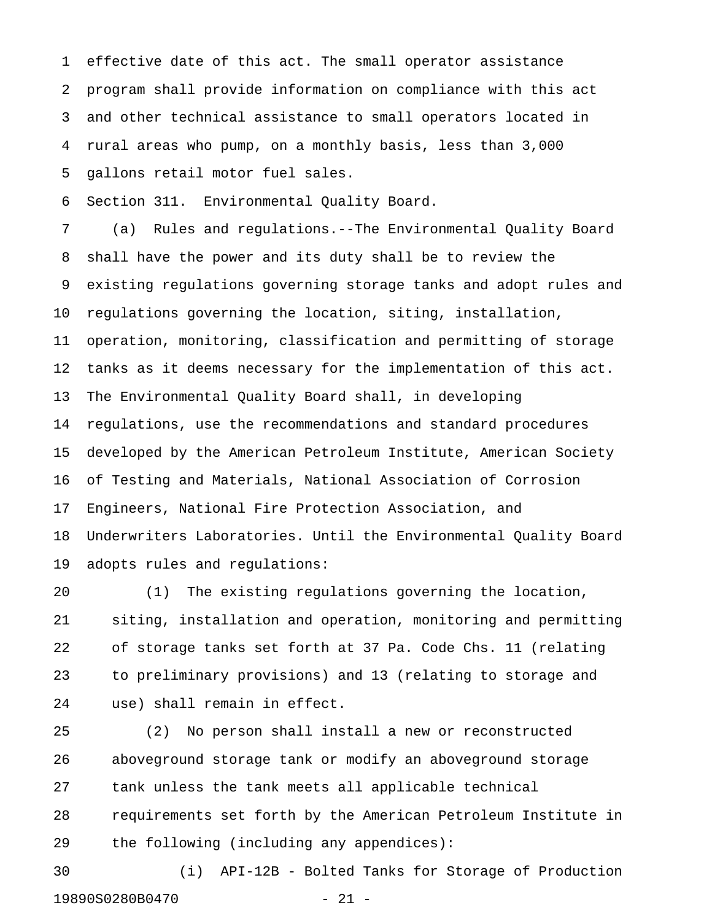effective date of this act. The small operator assistance program shall provide information on compliance with this act and other technical assistance to small operators located in rural areas who pump, on a monthly basis, less than 3,000 gallons retail motor fuel sales.

Section 311. Environmental Quality Board.

(a) Rules and regulations.--The Environmental Quality Board shall have the power and its duty shall be to review the existing regulations governing storage tanks and adopt rules and regulations governing the location, siting, installation, operation, monitoring, classification and permitting of storage tanks as it deems necessary for the implementation of this act. The Environmental Quality Board shall, in developing regulations, use the recommendations and standard procedures developed by the American Petroleum Institute, American Society of Testing and Materials, National Association of Corrosion Engineers, National Fire Protection Association, and Underwriters Laboratories. Until the Environmental Quality Board adopts rules and regulations:

(1) The existing regulations governing the location, siting, installation and operation, monitoring and permitting of storage tanks set forth at 37 Pa. Code Chs. 11 (relating to preliminary provisions) and 13 (relating to storage and use) shall remain in effect.

(2) No person shall install a new or reconstructed aboveground storage tank or modify an aboveground storage tank unless the tank meets all applicable technical requirements set forth by the American Petroleum Institute in the following (including any appendices):

(i) API-12B - Bolted Tanks for Storage of Production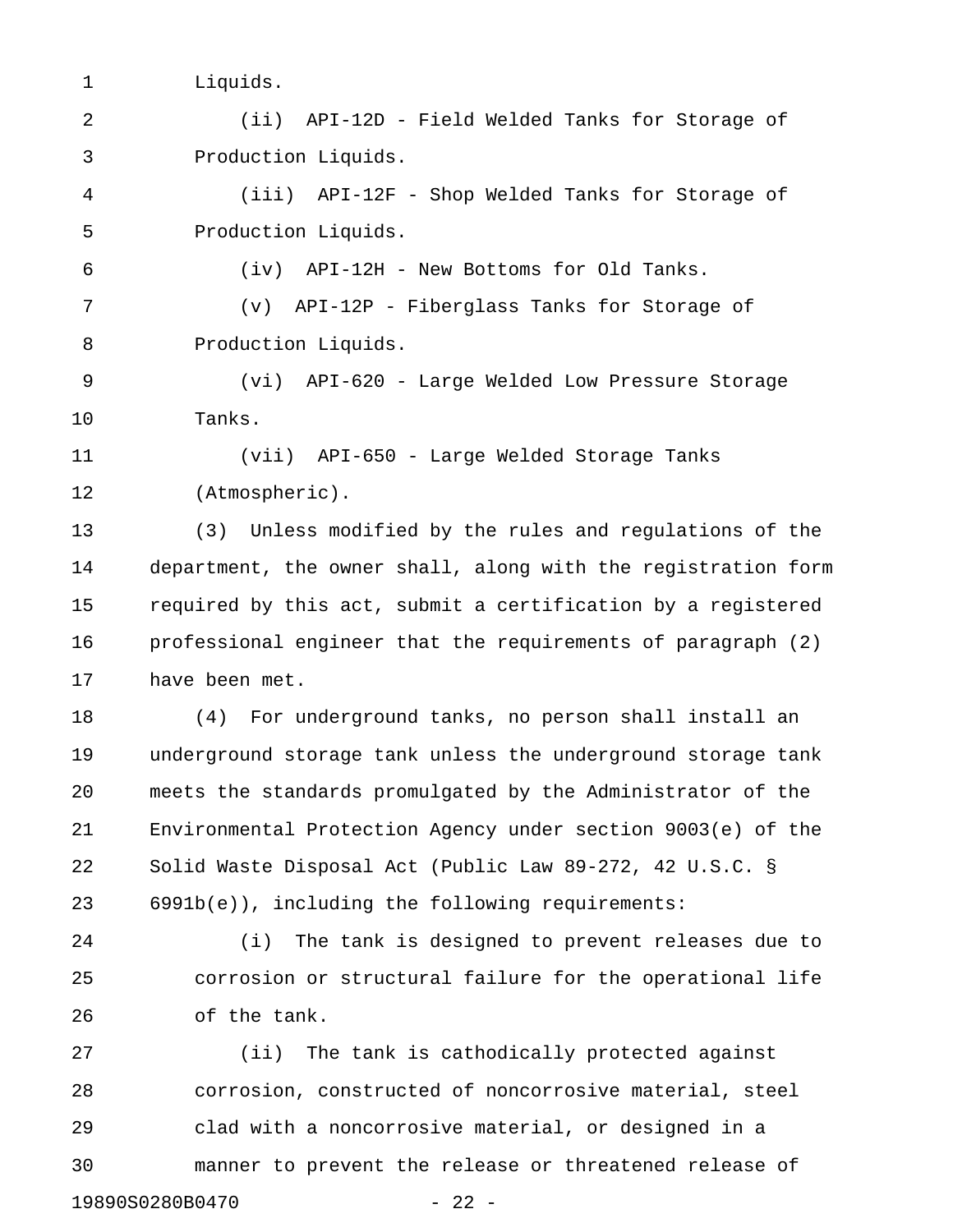Liquids.

(ii) API-12D - Field Welded Tanks for Storage of Production Liquids.

(iii) API-12F - Shop Welded Tanks for Storage of Production Liquids.

(iv) API-12H - New Bottoms for Old Tanks.

(v) API-12P - Fiberglass Tanks for Storage of Production Liquids.

(vi) API-620 - Large Welded Low Pressure Storage Tanks.

(vii) API-650 - Large Welded Storage Tanks (Atmospheric).

(3) Unless modified by the rules and regulations of the department, the owner shall, along with the registration form required by this act, submit a certification by a registered professional engineer that the requirements of paragraph (2) have been met.

(4) For underground tanks, no person shall install an underground storage tank unless the underground storage tank meets the standards promulgated by the Administrator of the Environmental Protection Agency under section 9003(e) of the Solid Waste Disposal Act (Public Law 89-272, 42 U.S.C. § 6991b(e)), including the following requirements:

(i) The tank is designed to prevent releases due to corrosion or structural failure for the operational life of the tank.

(ii) The tank is cathodically protected against corrosion, constructed of noncorrosive material, steel clad with a noncorrosive material, or designed in a manner to prevent the release or threatened release of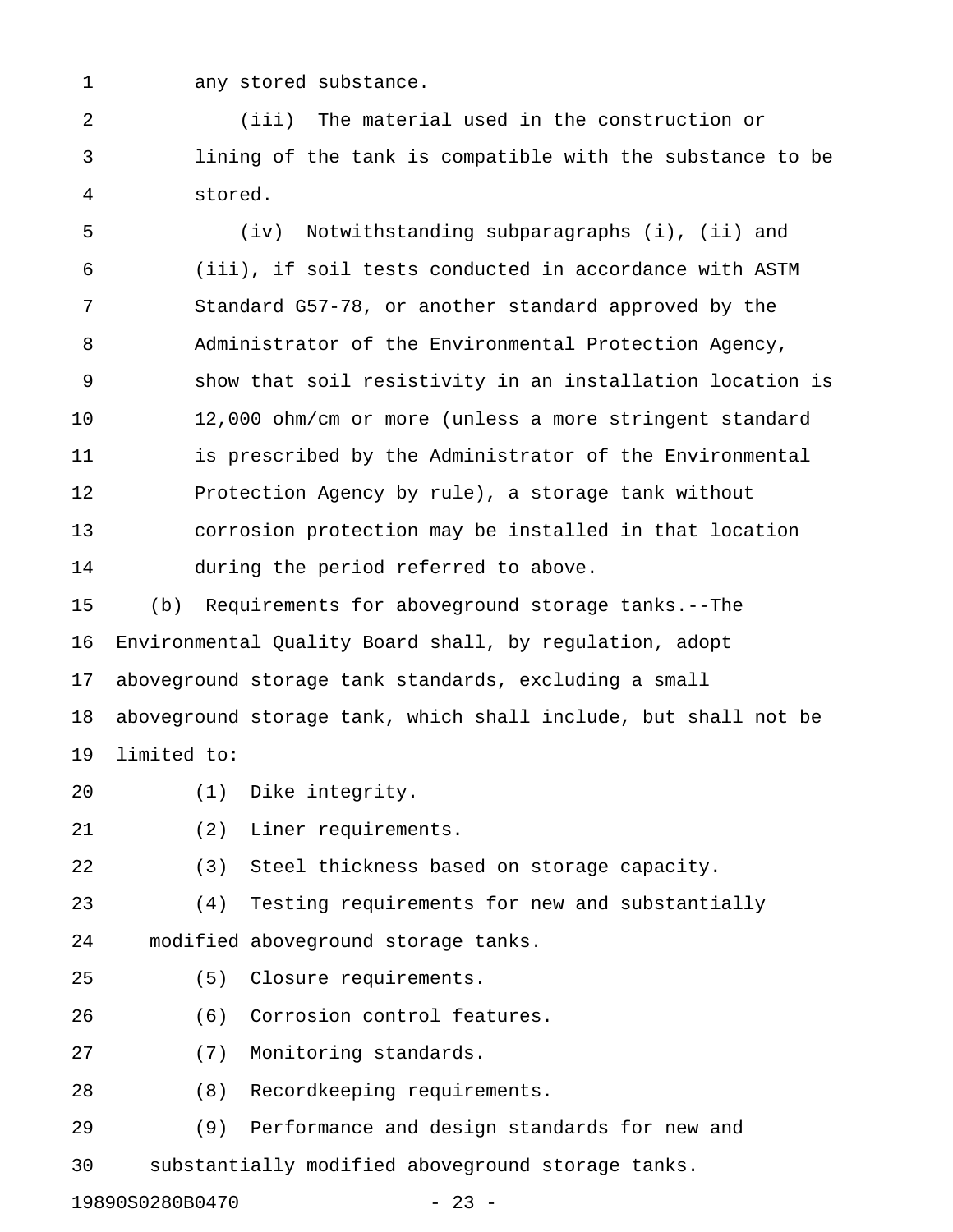any stored substance.

(iii) The material used in the construction or lining of the tank is compatible with the substance to be stored.

(iv) Notwithstanding subparagraphs (i), (ii) and (iii), if soil tests conducted in accordance with ASTM Standard G57-78, or another standard approved by the Administrator of the Environmental Protection Agency, show that soil resistivity in an installation location is 12,000 ohm/cm or more (unless a more stringent standard is prescribed by the Administrator of the Environmental Protection Agency by rule), a storage tank without corrosion protection may be installed in that location during the period referred to above.

(b) Requirements for aboveground storage tanks.--The Environmental Quality Board shall, by regulation, adopt aboveground storage tank standards, excluding a small aboveground storage tank, which shall include, but shall not be limited to:

(1) Dike integrity.

(2) Liner requirements.

(3) Steel thickness based on storage capacity.

(4) Testing requirements for new and substantially modified aboveground storage tanks.

(5) Closure requirements.

(6) Corrosion control features.

(7) Monitoring standards.

(8) Recordkeeping requirements.

(9) Performance and design standards for new and substantially modified aboveground storage tanks.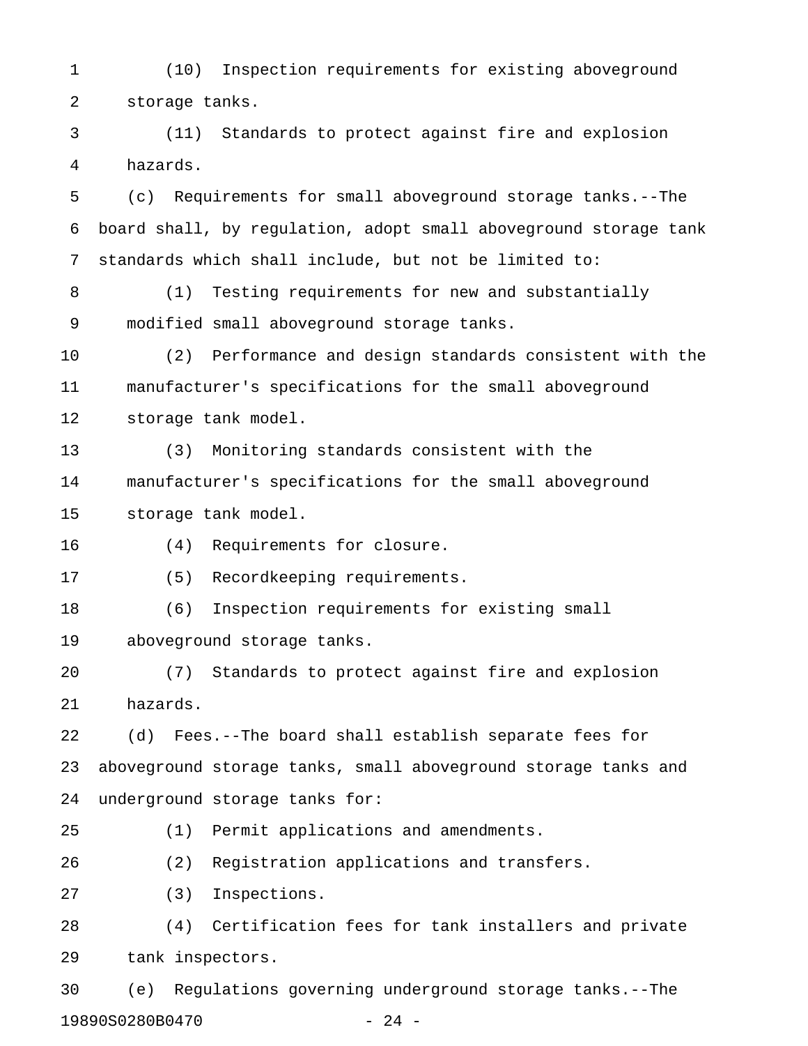(10) Inspection requirements for existing aboveground storage tanks.

(11) Standards to protect against fire and explosion hazards.

(c) Requirements for small aboveground storage tanks.--The board shall, by regulation, adopt small aboveground storage tank standards which shall include, but not be limited to:

(1) Testing requirements for new and substantially modified small aboveground storage tanks.

(2) Performance and design standards consistent with the manufacturer's specifications for the small aboveground storage tank model.

(3) Monitoring standards consistent with the manufacturer's specifications for the small aboveground storage tank model.

(4) Requirements for closure.

(5) Recordkeeping requirements.

(6) Inspection requirements for existing small aboveground storage tanks.

(7) Standards to protect against fire and explosion hazards.

(d) Fees.--The board shall establish separate fees for aboveground storage tanks, small aboveground storage tanks and underground storage tanks for:

(1) Permit applications and amendments.

(2) Registration applications and transfers.

(3) Inspections.

(4) Certification fees for tank installers and private tank inspectors.

(e) Regulations governing underground storage tanks.--The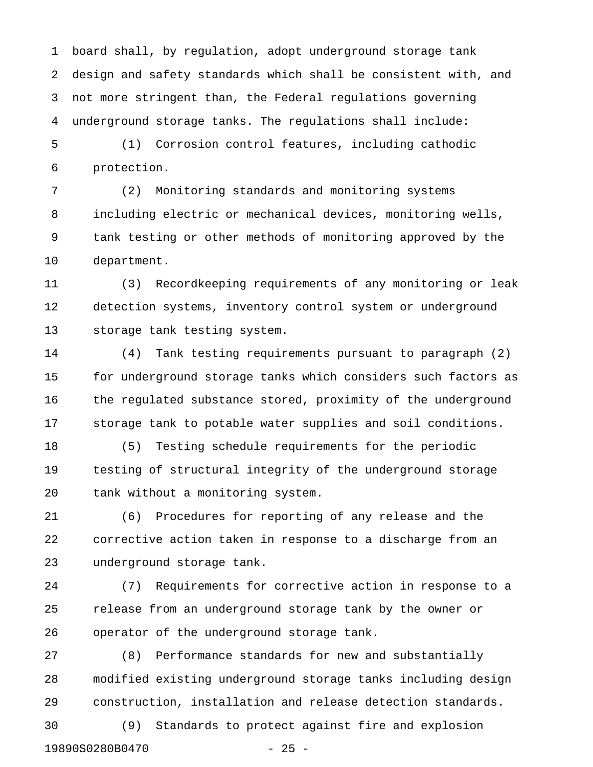board shall, by regulation, adopt underground storage tank design and safety standards which shall be consistent with, and not more stringent than, the Federal regulations governing underground storage tanks. The regulations shall include:

(1) Corrosion control features, including cathodic protection.

(2) Monitoring standards and monitoring systems including electric or mechanical devices, monitoring wells, tank testing or other methods of monitoring approved by the department.

(3) Recordkeeping requirements of any monitoring or leak detection systems, inventory control system or underground storage tank testing system.

(4) Tank testing requirements pursuant to paragraph (2) for underground storage tanks which considers such factors as the regulated substance stored, proximity of the underground storage tank to potable water supplies and soil conditions.

(5) Testing schedule requirements for the periodic testing of structural integrity of the underground storage tank without a monitoring system.

(6) Procedures for reporting of any release and the corrective action taken in response to a discharge from an underground storage tank.

(7) Requirements for corrective action in response to a release from an underground storage tank by the owner or operator of the underground storage tank.

(8) Performance standards for new and substantially modified existing underground storage tanks including design construction, installation and release detection standards.

(9) Standards to protect against fire and explosion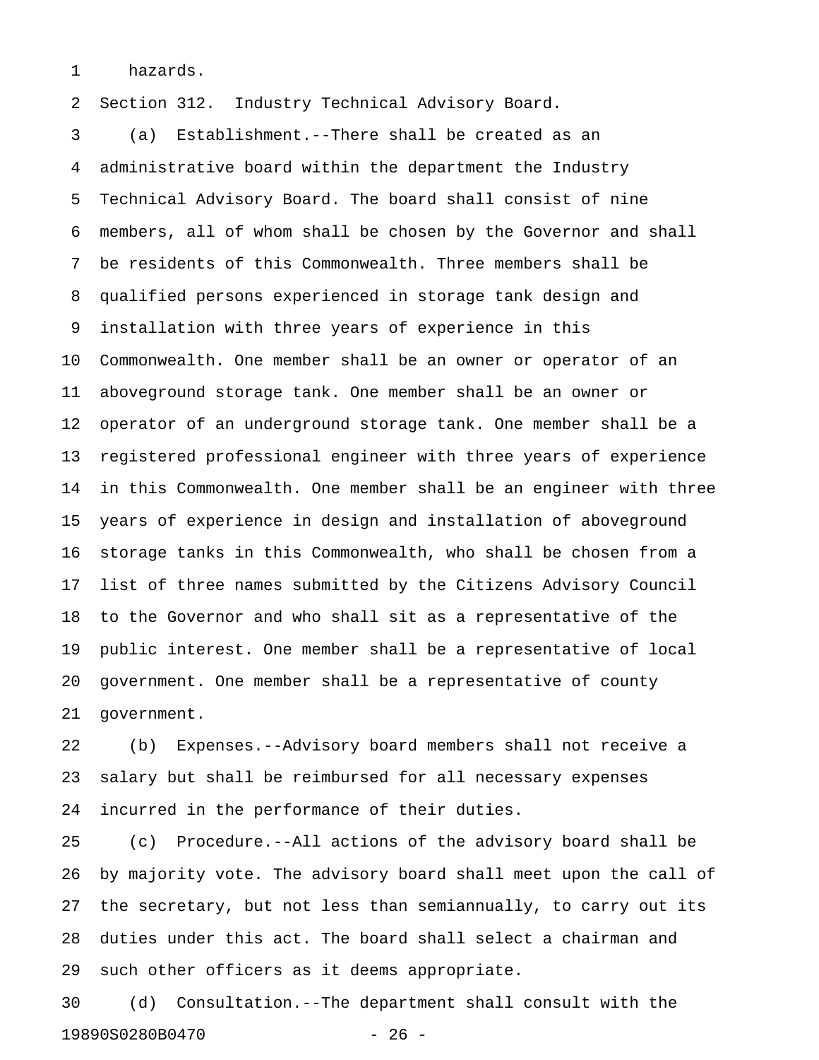hazards.

Section 312. Industry Technical Advisory Board.

(a) Establishment.--There shall be created as an administrative board within the department the Industry Technical Advisory Board. The board shall consist of nine members, all of whom shall be chosen by the Governor and shall be residents of this Commonwealth. Three members shall be qualified persons experienced in storage tank design and installation with three years of experience in this Commonwealth. One member shall be an owner or operator of an aboveground storage tank. One member shall be an owner or operator of an underground storage tank. One member shall be a registered professional engineer with three years of experience in this Commonwealth. One member shall be an engineer with three years of experience in design and installation of aboveground storage tanks in this Commonwealth, who shall be chosen from a list of three names submitted by the Citizens Advisory Council to the Governor and who shall sit as a representative of the public interest. One member shall be a representative of local government. One member shall be a representative of county government.

(b) Expenses.--Advisory board members shall not receive a salary but shall be reimbursed for all necessary expenses incurred in the performance of their duties.

(c) Procedure.--All actions of the advisory board shall be by majority vote. The advisory board shall meet upon the call of the secretary, but not less than semiannually, to carry out its duties under this act. The board shall select a chairman and such other officers as it deems appropriate.

(d) Consultation.--The department shall consult with the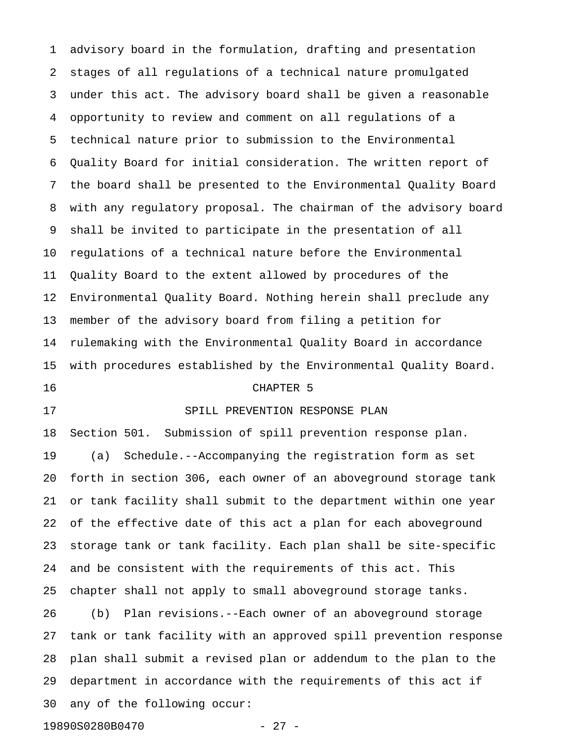advisory board in the formulation, drafting and presentation stages of all regulations of a technical nature promulgated under this act. The advisory board shall be given a reasonable opportunity to review and comment on all regulations of a technical nature prior to submission to the Environmental Quality Board for initial consideration. The written report of the board shall be presented to the Environmental Quality Board with any regulatory proposal. The chairman of the advisory board shall be invited to participate in the presentation of all regulations of a technical nature before the Environmental Quality Board to the extent allowed by procedures of the Environmental Quality Board. Nothing herein shall preclude any member of the advisory board from filing a petition for rulemaking with the Environmental Quality Board in accordance with procedures established by the Environmental Quality Board.

## CHAPTER 5

## SPILL PREVENTION RESPONSE PLAN

Section 501. Submission of spill prevention response plan.

(a) Schedule.--Accompanying the registration form as set forth in section 306, each owner of an aboveground storage tank or tank facility shall submit to the department within one year of the effective date of this act a plan for each aboveground storage tank or tank facility. Each plan shall be site-specific and be consistent with the requirements of this act. This chapter shall not apply to small aboveground storage tanks.

(b) Plan revisions.--Each owner of an aboveground storage tank or tank facility with an approved spill prevention response plan shall submit a revised plan or addendum to the plan to the department in accordance with the requirements of this act if any of the following occur: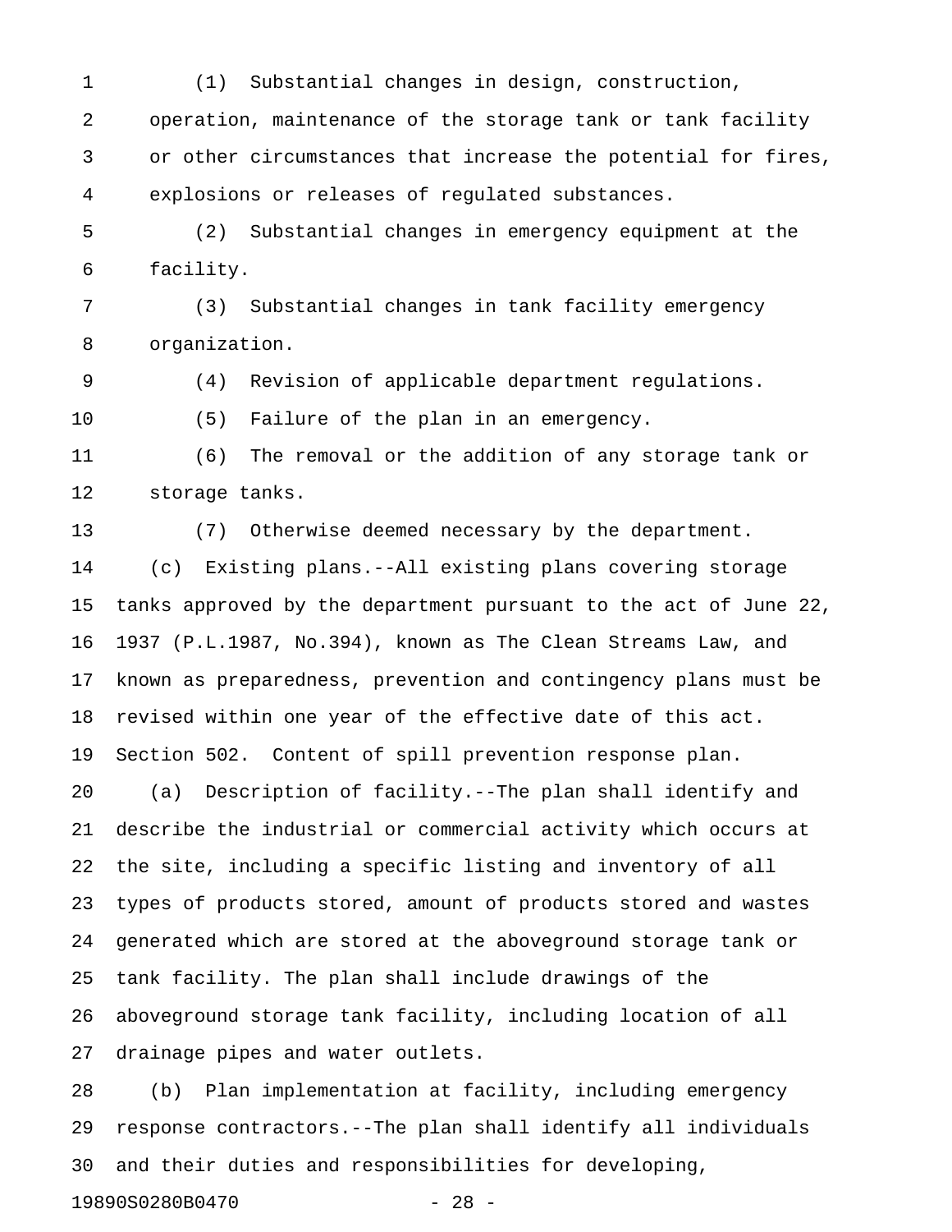(1) Substantial changes in design, construction, operation, maintenance of the storage tank or tank facility or other circumstances that increase the potential for fires, explosions or releases of regulated substances.

(2) Substantial changes in emergency equipment at the facility.

(3) Substantial changes in tank facility emergency organization.

(4) Revision of applicable department regulations.

(5) Failure of the plan in an emergency.

(6) The removal or the addition of any storage tank or storage tanks.

(7) Otherwise deemed necessary by the department.

(c) Existing plans.--All existing plans covering storage tanks approved by the department pursuant to the act of June 22, 1937 (P.L.1987, No.394), known as The Clean Streams Law, and known as preparedness, prevention and contingency plans must be revised within one year of the effective date of this act.

Section 502. Content of spill prevention response plan.

(a) Description of facility.--The plan shall identify and describe the industrial or commercial activity which occurs at the site, including a specific listing and inventory of all types of products stored, amount of products stored and wastes generated which are stored at the aboveground storage tank or tank facility. The plan shall include drawings of the aboveground storage tank facility, including location of all drainage pipes and water outlets.

(b) Plan implementation at facility, including emergency response contractors.--The plan shall identify all individuals and their duties and responsibilities for developing,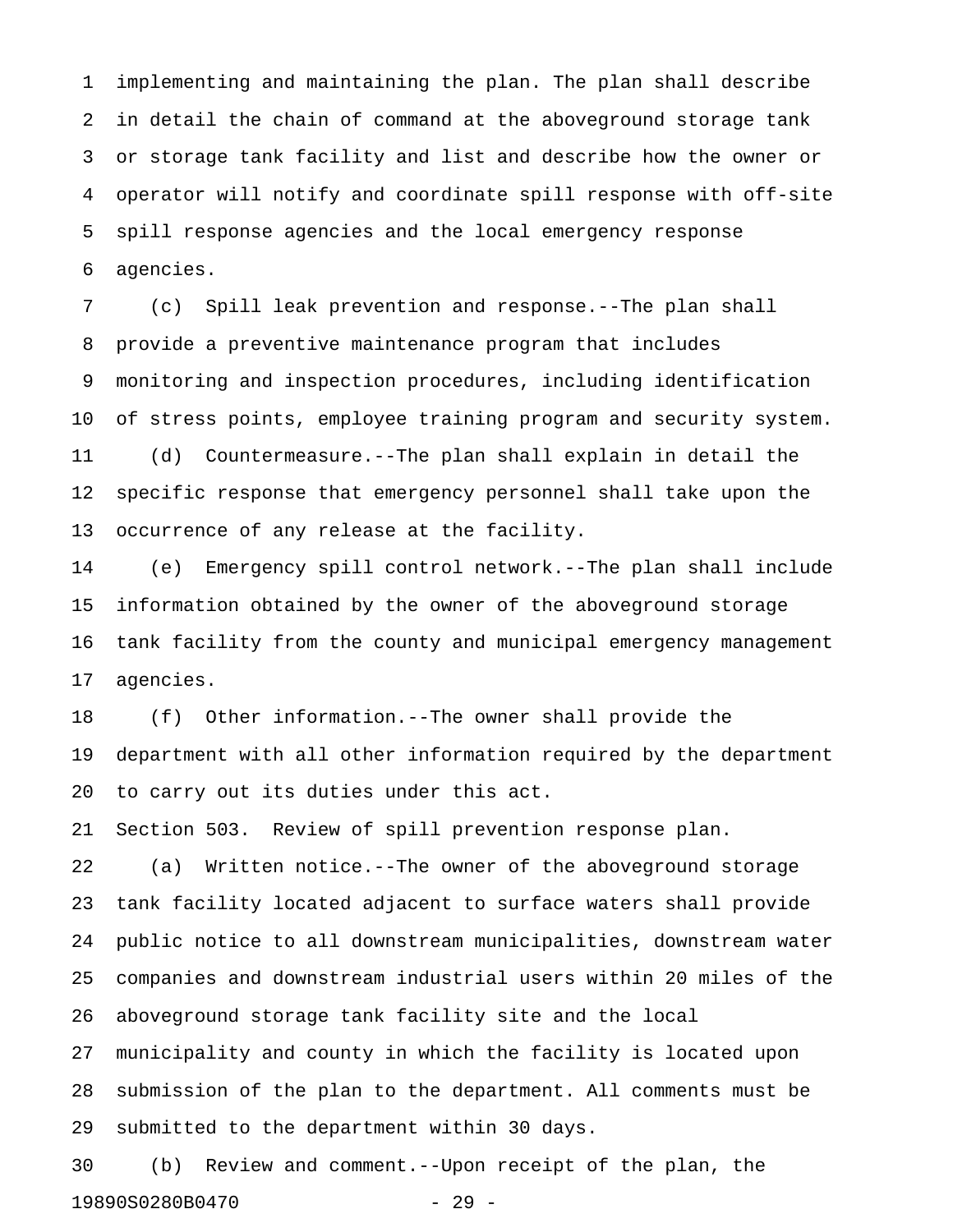implementing and maintaining the plan. The plan shall describe in detail the chain of command at the aboveground storage tank or storage tank facility and list and describe how the owner or operator will notify and coordinate spill response with off-site spill response agencies and the local emergency response agencies.

(c) Spill leak prevention and response.--The plan shall provide a preventive maintenance program that includes monitoring and inspection procedures, including identification of stress points, employee training program and security system.

(d) Countermeasure.--The plan shall explain in detail the specific response that emergency personnel shall take upon the occurrence of any release at the facility.

(e) Emergency spill control network.--The plan shall include information obtained by the owner of the aboveground storage tank facility from the county and municipal emergency management agencies.

(f) Other information.--The owner shall provide the department with all other information required by the department to carry out its duties under this act.

Section 503. Review of spill prevention response plan.

(a) Written notice.--The owner of the aboveground storage tank facility located adjacent to surface waters shall provide public notice to all downstream municipalities, downstream water companies and downstream industrial users within 20 miles of the aboveground storage tank facility site and the local municipality and county in which the facility is located upon submission of the plan to the department. All comments must be submitted to the department within 30 days.

(b) Review and comment.--Upon receipt of the plan, the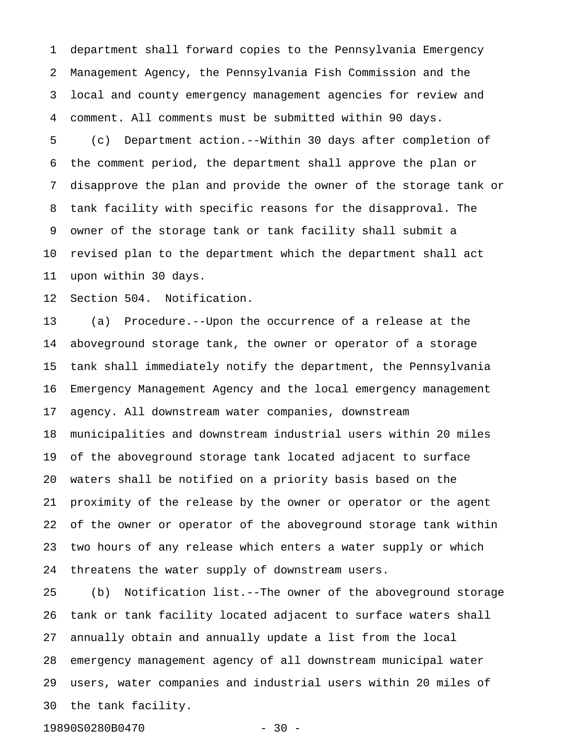department shall forward copies to the Pennsylvania Emergency Management Agency, the Pennsylvania Fish Commission and the local and county emergency management agencies for review and comment. All comments must be submitted within 90 days.

(c) Department action.--Within 30 days after completion of the comment period, the department shall approve the plan or disapprove the plan and provide the owner of the storage tank or tank facility with specific reasons for the disapproval. The owner of the storage tank or tank facility shall submit a revised plan to the department which the department shall act upon within 30 days.

Section 504. Notification.

(a) Procedure.--Upon the occurrence of a release at the aboveground storage tank, the owner or operator of a storage tank shall immediately notify the department, the Pennsylvania Emergency Management Agency and the local emergency management agency. All downstream water companies, downstream municipalities and downstream industrial users within 20 miles of the aboveground storage tank located adjacent to surface waters shall be notified on a priority basis based on the proximity of the release by the owner or operator or the agent of the owner or operator of the aboveground storage tank within two hours of any release which enters a water supply or which threatens the water supply of downstream users.

(b) Notification list.--The owner of the aboveground storage tank or tank facility located adjacent to surface waters shall annually obtain and annually update a list from the local emergency management agency of all downstream municipal water users, water companies and industrial users within 20 miles of the tank facility.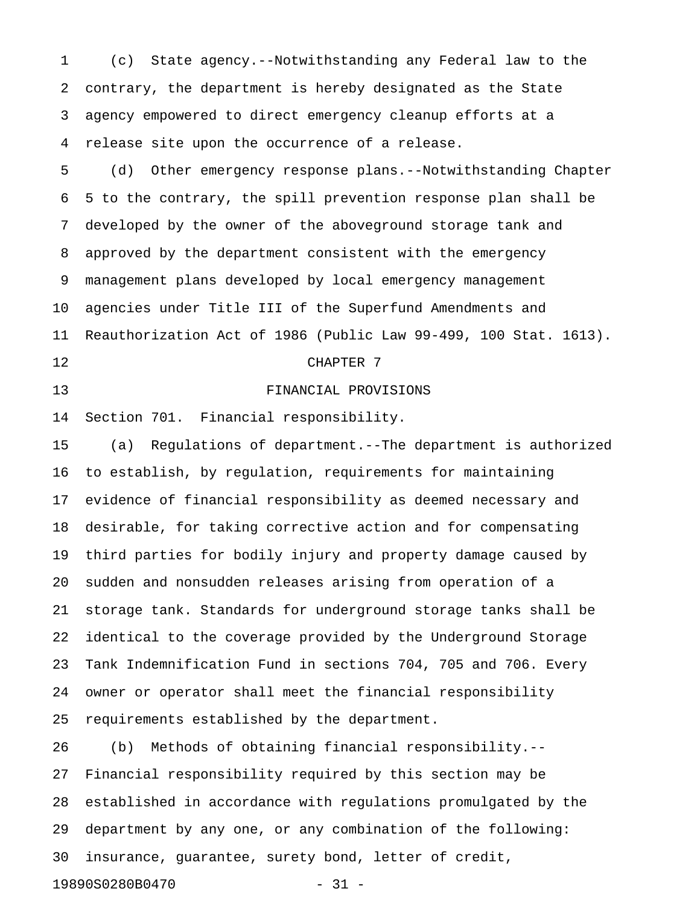(c) State agency.--Notwithstanding any Federal law to the contrary, the department is hereby designated as the State agency empowered to direct emergency cleanup efforts at a release site upon the occurrence of a release.

(d) Other emergency response plans.--Notwithstanding Chapter 5 to the contrary, the spill prevention response plan shall be developed by the owner of the aboveground storage tank and approved by the department consistent with the emergency management plans developed by local emergency management agencies under Title III of the Superfund Amendments and Reauthorization Act of 1986 (Public Law 99-499, 100 Stat. 1613).

## CHAPTER 7

## FINANCIAL PROVISIONS

Section 701. Financial responsibility.

(a) Regulations of department.--The department is authorized to establish, by regulation, requirements for maintaining evidence of financial responsibility as deemed necessary and desirable, for taking corrective action and for compensating third parties for bodily injury and property damage caused by sudden and nonsudden releases arising from operation of a storage tank. Standards for underground storage tanks shall be identical to the coverage provided by the Underground Storage Tank Indemnification Fund in sections 704, 705 and 706. Every owner or operator shall meet the financial responsibility requirements established by the department.

(b) Methods of obtaining financial responsibility.--Financial responsibility required by this section may be established in accordance with regulations promulgated by the department by any one, or any combination of the following: insurance, guarantee, surety bond, letter of credit,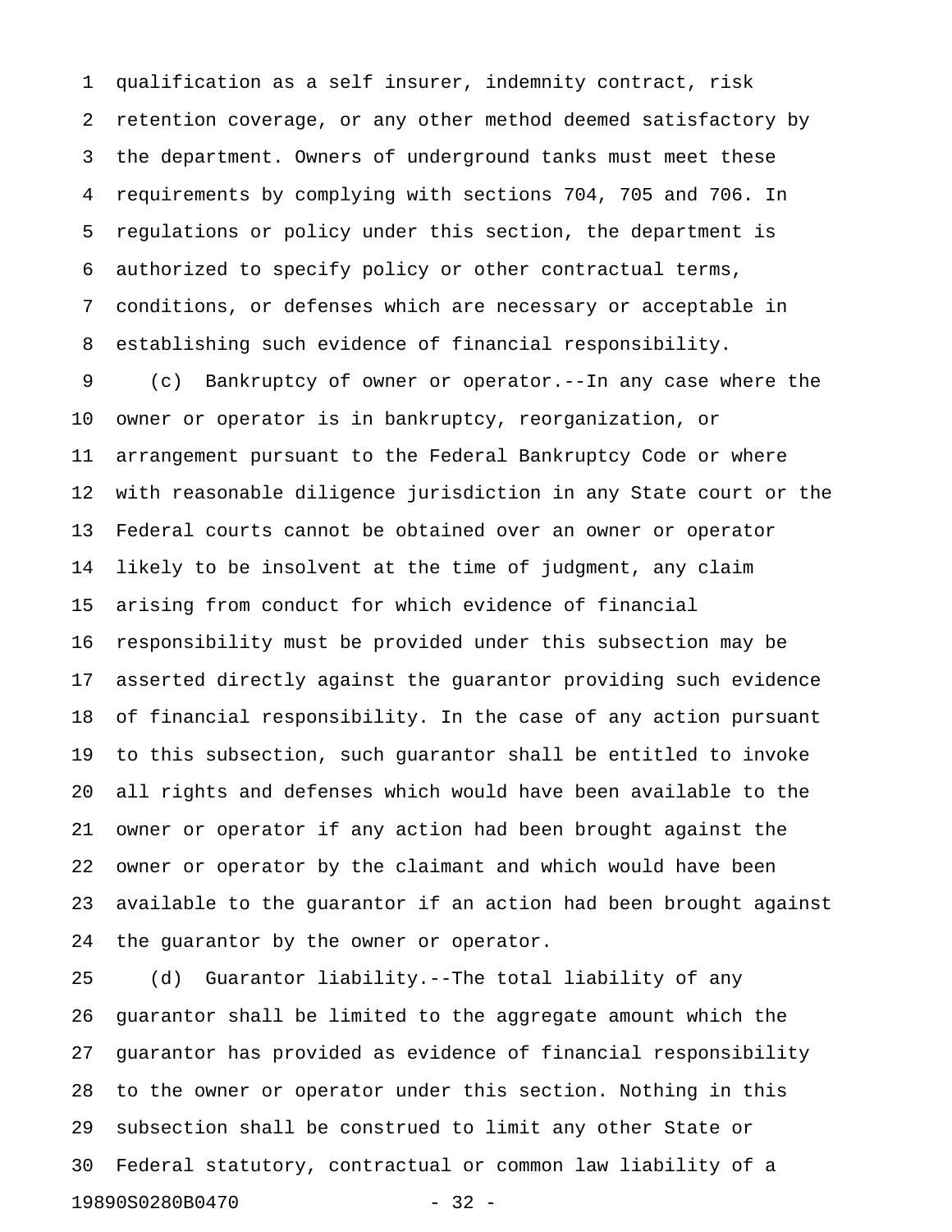qualification as a self insurer, indemnity contract, risk retention coverage, or any other method deemed satisfactory by the department. Owners of underground tanks must meet these requirements by complying with sections 704, 705 and 706. In regulations or policy under this section, the department is authorized to specify policy or other contractual terms, conditions, or defenses which are necessary or acceptable in establishing such evidence of financial responsibility.

(c) Bankruptcy of owner or operator.--In any case where the owner or operator is in bankruptcy, reorganization, or arrangement pursuant to the Federal Bankruptcy Code or where with reasonable diligence jurisdiction in any State court or the Federal courts cannot be obtained over an owner or operator likely to be insolvent at the time of judgment, any claim arising from conduct for which evidence of financial responsibility must be provided under this subsection may be asserted directly against the guarantor providing such evidence of financial responsibility. In the case of any action pursuant to this subsection, such guarantor shall be entitled to invoke all rights and defenses which would have been available to the owner or operator if any action had been brought against the owner or operator by the claimant and which would have been available to the guarantor if an action had been brought against the guarantor by the owner or operator.

(d) Guarantor liability.--The total liability of any guarantor shall be limited to the aggregate amount which the guarantor has provided as evidence of financial responsibility to the owner or operator under this section. Nothing in this subsection shall be construed to limit any other State or Federal statutory, contractual or common law liability of a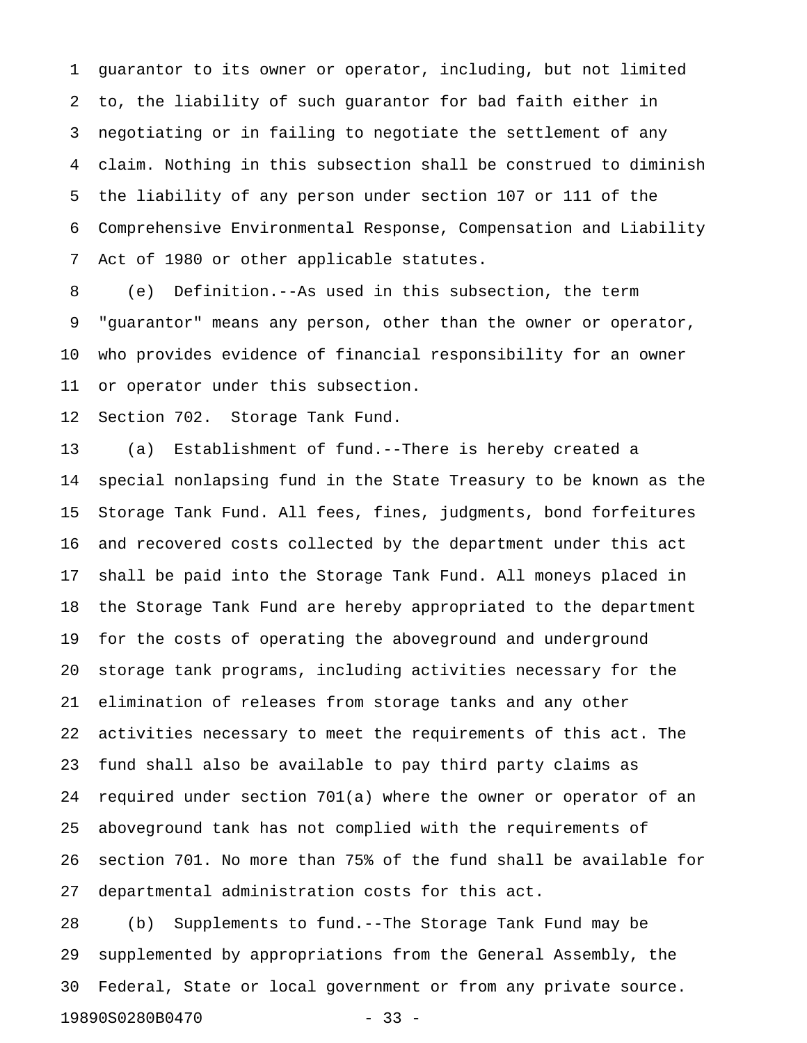guarantor to its owner or operator, including, but not limited to, the liability of such guarantor for bad faith either in negotiating or in failing to negotiate the settlement of any claim. Nothing in this subsection shall be construed to diminish the liability of any person under section 107 or 111 of the Comprehensive Environmental Response, Compensation and Liability Act of 1980 or other applicable statutes.

(e) Definition.--As used in this subsection, the term "guarantor" means any person, other than the owner or operator, who provides evidence of financial responsibility for an owner or operator under this subsection.

Section 702. Storage Tank Fund.

(a) Establishment of fund.--There is hereby created a special nonlapsing fund in the State Treasury to be known as the Storage Tank Fund. All fees, fines, judgments, bond forfeitures and recovered costs collected by the department under this act shall be paid into the Storage Tank Fund. All moneys placed in the Storage Tank Fund are hereby appropriated to the department for the costs of operating the aboveground and underground storage tank programs, including activities necessary for the elimination of releases from storage tanks and any other activities necessary to meet the requirements of this act. The fund shall also be available to pay third party claims as required under section 701(a) where the owner or operator of an aboveground tank has not complied with the requirements of section 701. No more than 75% of the fund shall be available for departmental administration costs for this act.

(b) Supplements to fund.--The Storage Tank Fund may be supplemented by appropriations from the General Assembly, the Federal, State or local government or from any private source.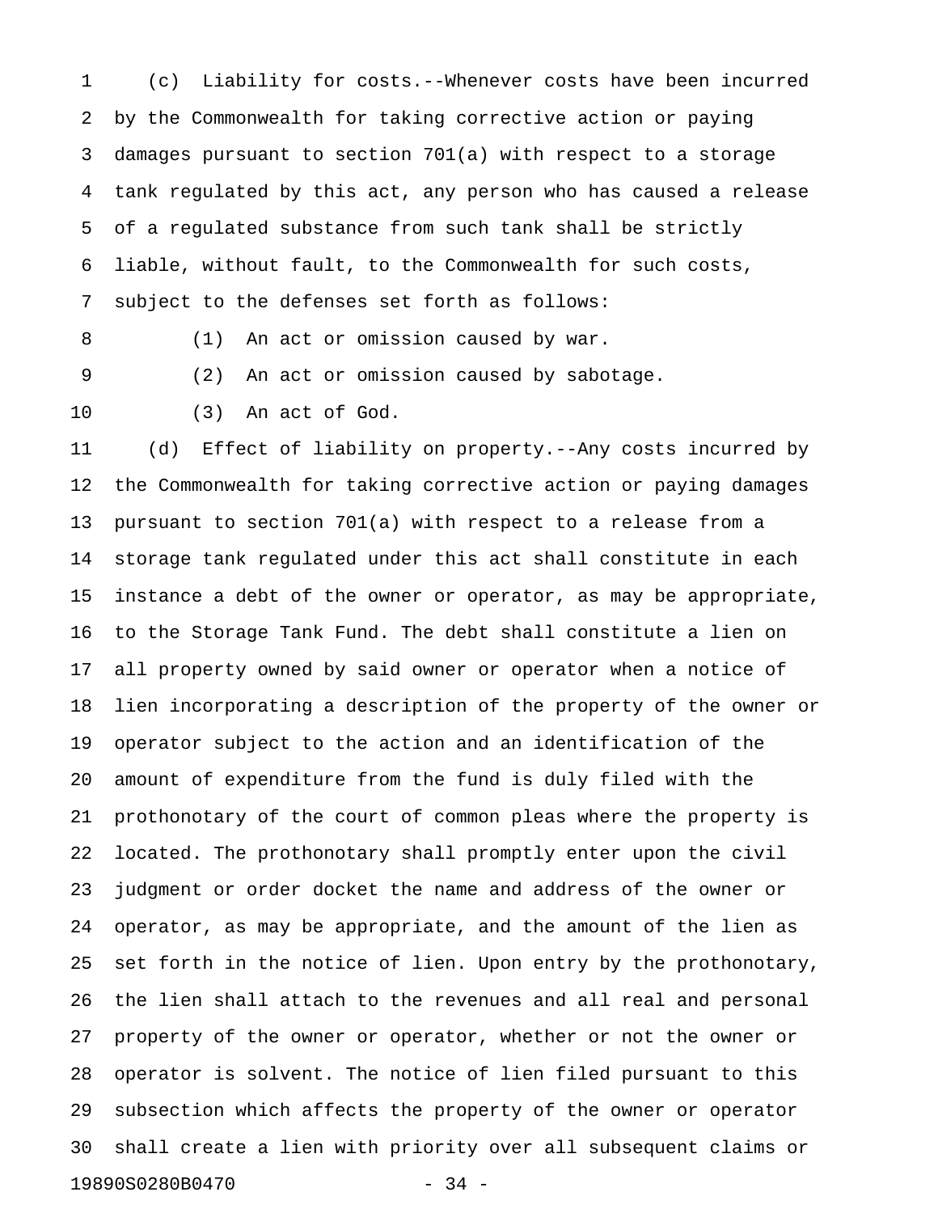(c) Liability for costs.--Whenever costs have been incurred by the Commonwealth for taking corrective action or paying damages pursuant to section 701(a) with respect to a storage tank regulated by this act, any person who has caused a release of a regulated substance from such tank shall be strictly liable, without fault, to the Commonwealth for such costs, subject to the defenses set forth as follows:

(1) An act or omission caused by war.

(2) An act or omission caused by sabotage.

(3) An act of God.

(d) Effect of liability on property.--Any costs incurred by the Commonwealth for taking corrective action or paying damages pursuant to section 701(a) with respect to a release from a storage tank regulated under this act shall constitute in each instance a debt of the owner or operator, as may be appropriate, to the Storage Tank Fund. The debt shall constitute a lien on all property owned by said owner or operator when a notice of lien incorporating a description of the property of the owner or operator subject to the action and an identification of the amount of expenditure from the fund is duly filed with the prothonotary of the court of common pleas where the property is located. The prothonotary shall promptly enter upon the civil judgment or order docket the name and address of the owner or operator, as may be appropriate, and the amount of the lien as set forth in the notice of lien. Upon entry by the prothonotary, the lien shall attach to the revenues and all real and personal property of the owner or operator, whether or not the owner or operator is solvent. The notice of lien filed pursuant to this subsection which affects the property of the owner or operator shall create a lien with priority over all subsequent claims or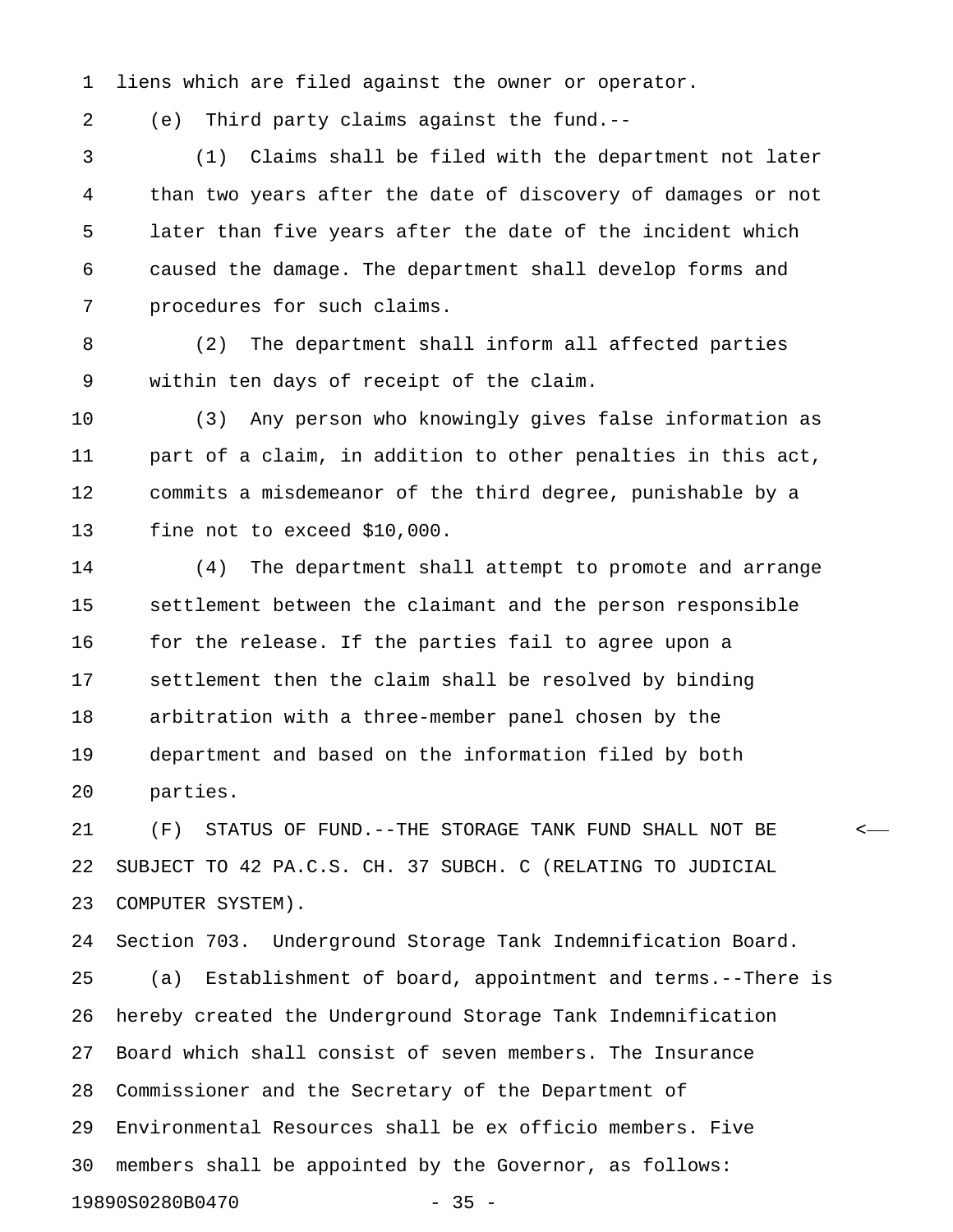liens which are filed against the owner or operator.

(e) Third party claims against the fund.--

(1) Claims shall be filed with the department not later than two years after the date of discovery of damages or not later than five years after the date of the incident which caused the damage. The department shall develop forms and procedures for such claims.

(2) The department shall inform all affected parties within ten days of receipt of the claim.

(3) Any person who knowingly gives false information as part of a claim, in addition to other penalties in this act, commits a misdemeanor of the third degree, punishable by a fine not to exceed $10,000.

(4) The department shall attempt to promote and arrange settlement between the claimant and the person responsible for the release. If the parties fail to agree upon a settlement then the claim shall be resolved by binding arbitration with a three-member panel chosen by the department and based on the information filed by both parties.

(F) STATUS OF FUND.--THE STORAGE TANK FUND SHALL NOT BE SUBJECT TO 42 PA.C.S. CH. 37 SUBCH. C (RELATING TO JUDICIAL COMPUTER SYSTEM).

Section 703. Underground Storage Tank Indemnification Board.

(a) Establishment of board, appointment and terms.--There is hereby created the Underground Storage Tank Indemnification Board which shall consist of seven members. The Insurance Commissioner and the Secretary of the Department of Environmental Resources shall be ex officio members. Five members shall be appointed by the Governor, as follows: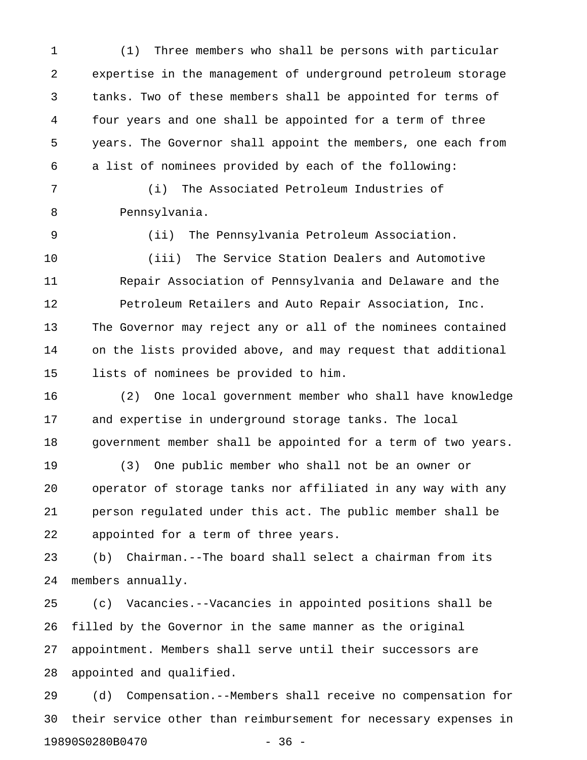(1) Three members who shall be persons with particular expertise in the management of underground petroleum storage tanks. Two of these members shall be appointed for terms of four years and one shall be appointed for a term of three years. The Governor shall appoint the members, one each from a list of nominees provided by each of the following:

(i) The Associated Petroleum Industries of Pennsylvania.

(ii) The Pennsylvania Petroleum Association.

(iii) The Service Station Dealers and Automotive Repair Association of Pennsylvania and Delaware and the Petroleum Retailers and Auto Repair Association, Inc.

The Governor may reject any or all of the nominees contained on the lists provided above, and may request that additional lists of nominees be provided to him.

(2) One local government member who shall have knowledge and expertise in underground storage tanks. The local government member shall be appointed for a term of two years.

(3) One public member who shall not be an owner or operator of storage tanks nor affiliated in any way with any person regulated under this act. The public member shall be appointed for a term of three years.

(b) Chairman.--The board shall select a chairman from its members annually.

(c) Vacancies.--Vacancies in appointed positions shall be filled by the Governor in the same manner as the original appointment. Members shall serve until their successors are appointed and qualified.

(d) Compensation.--Members shall receive no compensation for their service other than reimbursement for necessary expenses in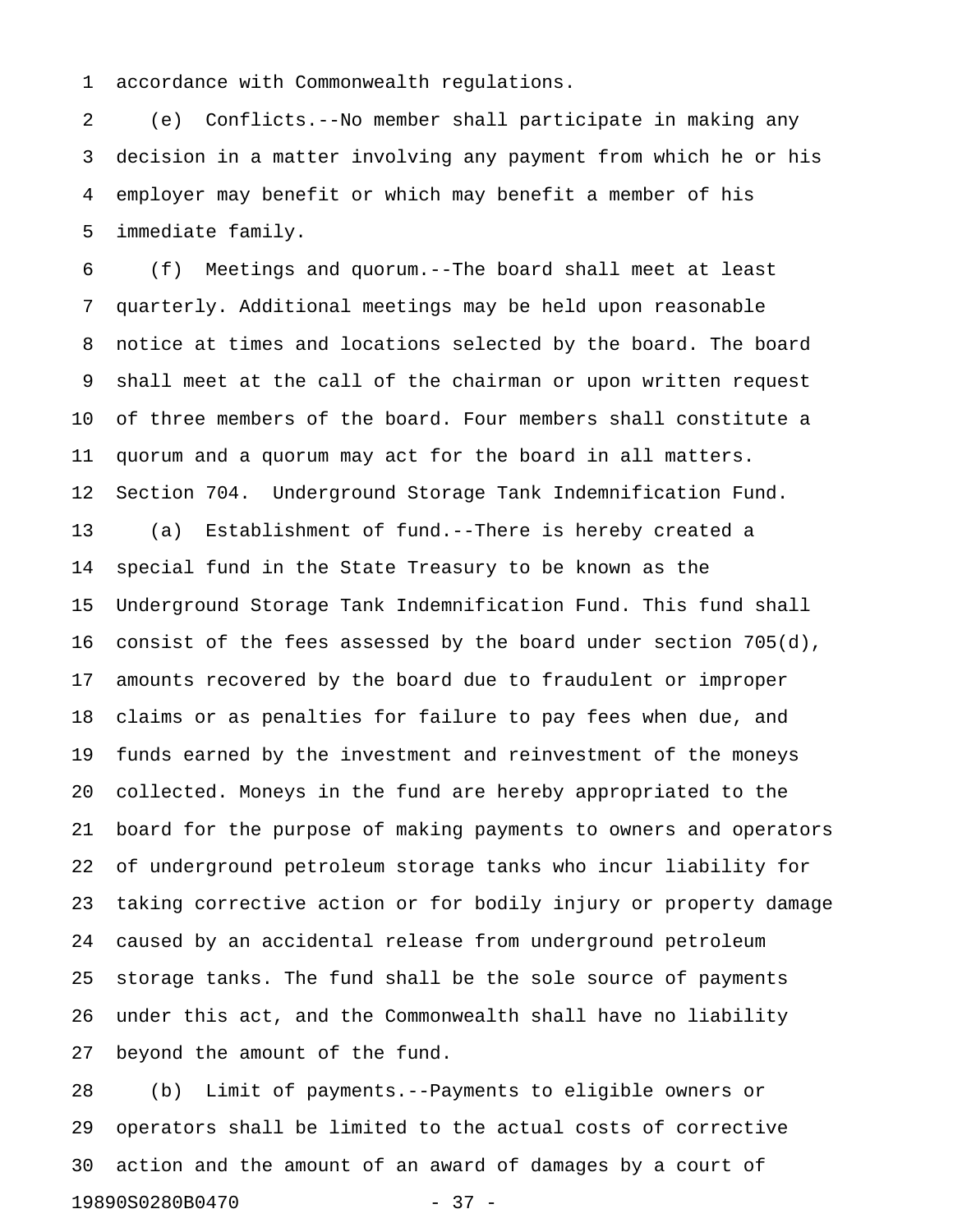accordance with Commonwealth regulations.

(e) Conflicts.--No member shall participate in making any decision in a matter involving any payment from which he or his employer may benefit or which may benefit a member of his immediate family.

(f) Meetings and quorum.--The board shall meet at least quarterly. Additional meetings may be held upon reasonable notice at times and locations selected by the board. The board shall meet at the call of the chairman or upon written request of three members of the board. Four members shall constitute a quorum and a quorum may act for the board in all matters.

Section 704. Underground Storage Tank Indemnification Fund.

(a) Establishment of fund.--There is hereby created a special fund in the State Treasury to be known as the Underground Storage Tank Indemnification Fund. This fund shall consist of the fees assessed by the board under section 705(d), amounts recovered by the board due to fraudulent or improper claims or as penalties for failure to pay fees when due, and funds earned by the investment and reinvestment of the moneys collected. Moneys in the fund are hereby appropriated to the board for the purpose of making payments to owners and operators of underground petroleum storage tanks who incur liability for taking corrective action or for bodily injury or property damage caused by an accidental release from underground petroleum storage tanks. The fund shall be the sole source of payments under this act, and the Commonwealth shall have no liability beyond the amount of the fund.

(b) Limit of payments.--Payments to eligible owners or operators shall be limited to the actual costs of corrective action and the amount of an award of damages by a court of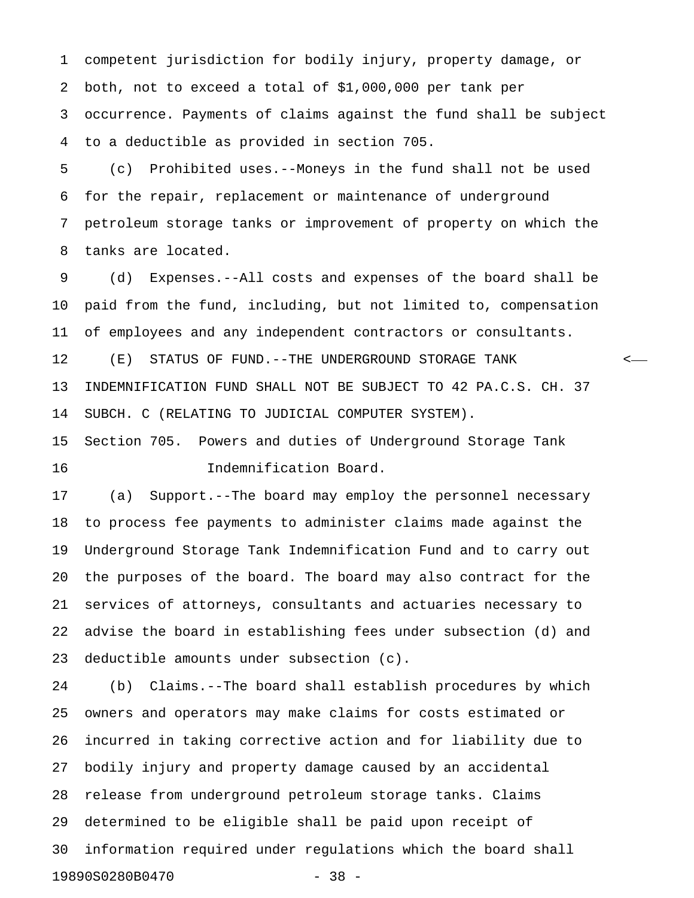competent jurisdiction for bodily injury, property damage, or both, not to exceed a total of $1,000,000 per tank per occurrence. Payments of claims against the fund shall be subject to a deductible as provided in section 705.

(c) Prohibited uses.--Moneys in the fund shall not be used for the repair, replacement or maintenance of underground petroleum storage tanks or improvement of property on which the tanks are located.

(d) Expenses.--All costs and expenses of the board shall be paid from the fund, including, but not limited to, compensation of employees and any independent contractors or consultants.

(E) STATUS OF FUND.--THE UNDERGROUND STORAGE TANK INDEMNIFICATION FUND SHALL NOT BE SUBJECT TO 42 PA.C.S. CH. 37 SUBCH. C (RELATING TO JUDICIAL COMPUTER SYSTEM).

Section 705. Powers and duties of Underground Storage Tank Indemnification Board.

(a) Support.--The board may employ the personnel necessary to process fee payments to administer claims made against the Underground Storage Tank Indemnification Fund and to carry out the purposes of the board. The board may also contract for the services of attorneys, consultants and actuaries necessary to advise the board in establishing fees under subsection (d) and deductible amounts under subsection (c).

(b) Claims.--The board shall establish procedures by which owners and operators may make claims for costs estimated or incurred in taking corrective action and for liability due to bodily injury and property damage caused by an accidental release from underground petroleum storage tanks. Claims determined to be eligible shall be paid upon receipt of information required under regulations which the board shall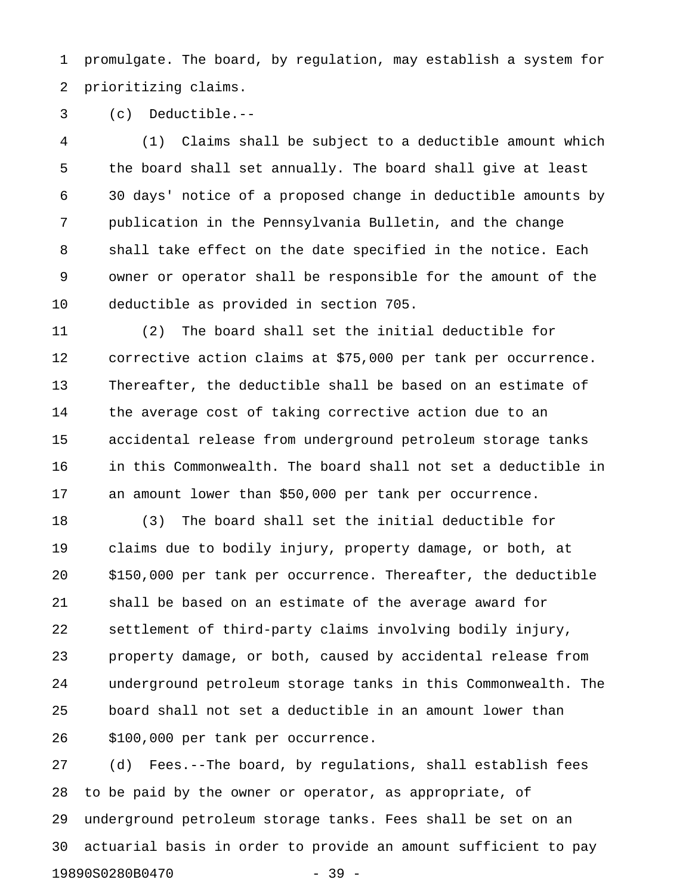promulgate. The board, by regulation, may establish a system for prioritizing claims.

(c) Deductible.--

(1) Claims shall be subject to a deductible amount which the board shall set annually. The board shall give at least 30 days' notice of a proposed change in deductible amounts by publication in the Pennsylvania Bulletin, and the change shall take effect on the date specified in the notice. Each owner or operator shall be responsible for the amount of the deductible as provided in section 705.

(2) The board shall set the initial deductible for corrective action claims at $75,000 per tank per occurrence. Thereafter, the deductible shall be based on an estimate of the average cost of taking corrective action due to an accidental release from underground petroleum storage tanks in this Commonwealth. The board shall not set a deductible in an amount lower than $50,000 per tank per occurrence.

(3) The board shall set the initial deductible for claims due to bodily injury, property damage, or both, at $150,000 per tank per occurrence. Thereafter, the deductible shall be based on an estimate of the average award for settlement of third-party claims involving bodily injury, property damage, or both, caused by accidental release from underground petroleum storage tanks in this Commonwealth. The board shall not set a deductible in an amount lower than $100,000 per tank per occurrence.

(d) Fees.--The board, by regulations, shall establish fees to be paid by the owner or operator, as appropriate, of underground petroleum storage tanks. Fees shall be set on an actuarial basis in order to provide an amount sufficient to pay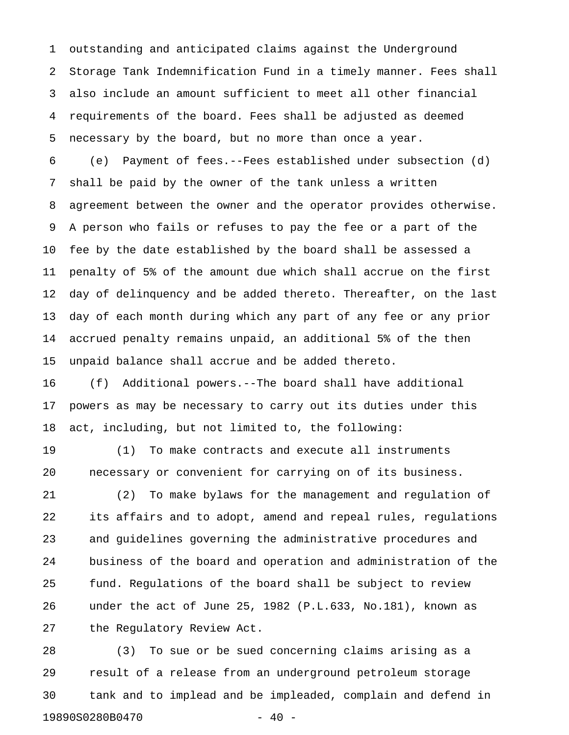outstanding and anticipated claims against the Underground Storage Tank Indemnification Fund in a timely manner. Fees shall also include an amount sufficient to meet all other financial requirements of the board. Fees shall be adjusted as deemed necessary by the board, but no more than once a year.

(e) Payment of fees.--Fees established under subsection (d) shall be paid by the owner of the tank unless a written agreement between the owner and the operator provides otherwise. A person who fails or refuses to pay the fee or a part of the fee by the date established by the board shall be assessed a penalty of 5% of the amount due which shall accrue on the first day of delinquency and be added thereto. Thereafter, on the last day of each month during which any part of any fee or any prior accrued penalty remains unpaid, an additional 5% of the then unpaid balance shall accrue and be added thereto.

(f) Additional powers.--The board shall have additional powers as may be necessary to carry out its duties under this act, including, but not limited to, the following:

(1) To make contracts and execute all instruments necessary or convenient for carrying on of its business.

(2) To make bylaws for the management and regulation of its affairs and to adopt, amend and repeal rules, regulations and guidelines governing the administrative procedures and business of the board and operation and administration of the fund. Regulations of the board shall be subject to review under the act of June 25, 1982 (P.L.633, No.181), known as the Regulatory Review Act.

(3) To sue or be sued concerning claims arising as a result of a release from an underground petroleum storage tank and to implead and be impleaded, complain and defend in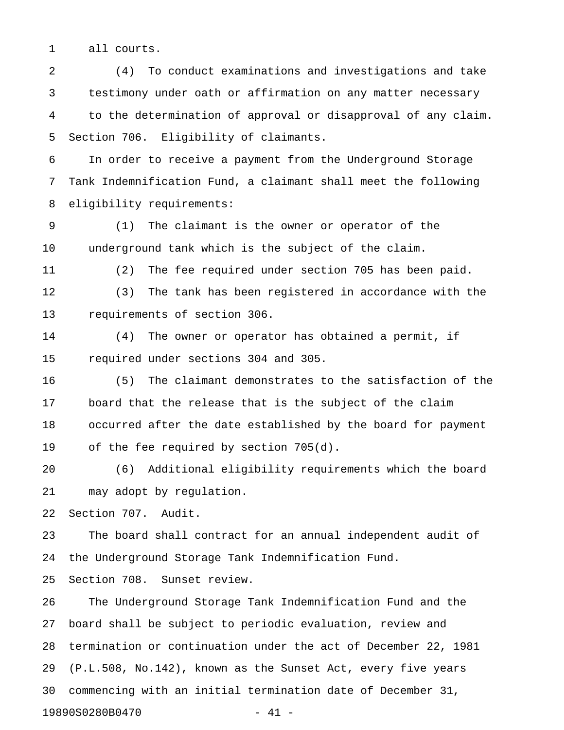all courts.

(4) To conduct examinations and investigations and take testimony under oath or affirmation on any matter necessary to the determination of approval or disapproval of any claim.

Section 706. Eligibility of claimants.

In order to receive a payment from the Underground Storage Tank Indemnification Fund, a claimant shall meet the following eligibility requirements:

(1) The claimant is the owner or operator of the underground tank which is the subject of the claim.

(2) The fee required under section 705 has been paid.

(3) The tank has been registered in accordance with the requirements of section 306.

(4) The owner or operator has obtained a permit, if required under sections 304 and 305.

(5) The claimant demonstrates to the satisfaction of the board that the release that is the subject of the claim occurred after the date established by the board for payment of the fee required by section 705(d).

(6) Additional eligibility requirements which the board may adopt by regulation.

Section 707. Audit.

The board shall contract for an annual independent audit of the Underground Storage Tank Indemnification Fund.

Section 708. Sunset review.

The Underground Storage Tank Indemnification Fund and the board shall be subject to periodic evaluation, review and termination or continuation under the act of December 22, 1981 (P.L.508, No.142), known as the Sunset Act, every five years commencing with an initial termination date of December 31,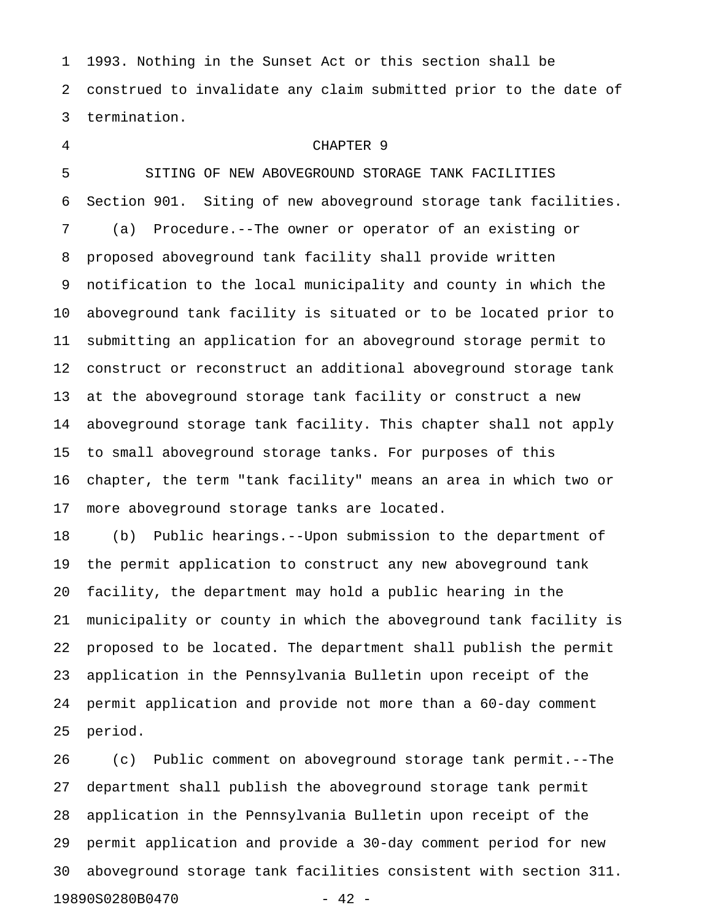1993. Nothing in the Sunset Act or this section shall be construed to invalidate any claim submitted prior to the date of termination.

## CHAPTER 9

## SITING OF NEW ABOVEGROUND STORAGE TANK FACILITIES

Section 901. Siting of new aboveground storage tank facilities.

(a) Procedure.--The owner or operator of an existing or proposed aboveground tank facility shall provide written notification to the local municipality and county in which the aboveground tank facility is situated or to be located prior to submitting an application for an aboveground storage permit to construct or reconstruct an additional aboveground storage tank at the aboveground storage tank facility or construct a new aboveground storage tank facility. This chapter shall not apply to small aboveground storage tanks. For purposes of this chapter, the term "tank facility" means an area in which two or more aboveground storage tanks are located.

(b) Public hearings.--Upon submission to the department of the permit application to construct any new aboveground tank facility, the department may hold a public hearing in the municipality or county in which the aboveground tank facility is proposed to be located. The department shall publish the permit application in the Pennsylvania Bulletin upon receipt of the permit application and provide not more than a 60-day comment period.

(c) Public comment on aboveground storage tank permit.--The department shall publish the aboveground storage tank permit application in the Pennsylvania Bulletin upon receipt of the permit application and provide a 30-day comment period for new aboveground storage tank facilities consistent with section 311.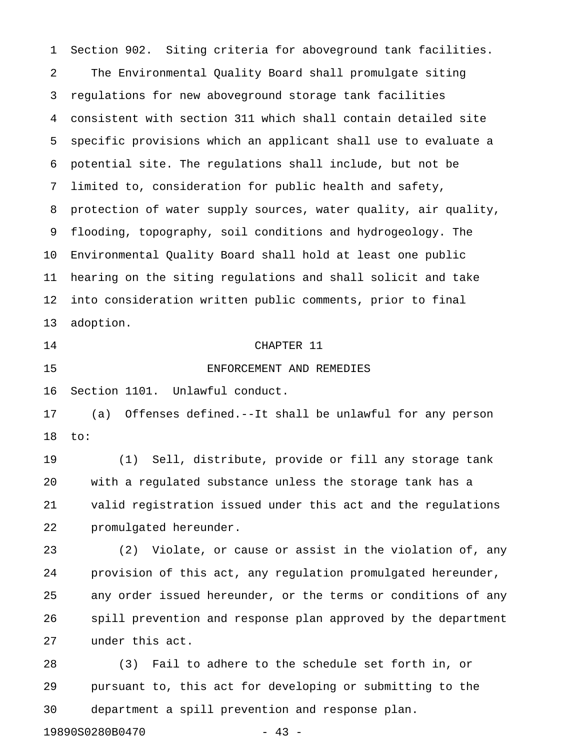Section 902. Siting criteria for aboveground tank facilities.

The Environmental Quality Board shall promulgate siting regulations for new aboveground storage tank facilities consistent with section 311 which shall contain detailed site specific provisions which an applicant shall use to evaluate a potential site. The regulations shall include, but not be limited to, consideration for public health and safety, protection of water supply sources, water quality, air quality, flooding, topography, soil conditions and hydrogeology. The Environmental Quality Board shall hold at least one public hearing on the siting regulations and shall solicit and take into consideration written public comments, prior to final adoption.

## CHAPTER 11

## ENFORCEMENT AND REMEDIES

Section 1101. Unlawful conduct.

(a) Offenses defined.--It shall be unlawful for any person to:

(1) Sell, distribute, provide or fill any storage tank with a regulated substance unless the storage tank has a valid registration issued under this act and the regulations promulgated hereunder.

(2) Violate, or cause or assist in the violation of, any provision of this act, any regulation promulgated hereunder, any order issued hereunder, or the terms or conditions of any spill prevention and response plan approved by the department under this act.

(3) Fail to adhere to the schedule set forth in, or pursuant to, this act for developing or submitting to the department a spill prevention and response plan.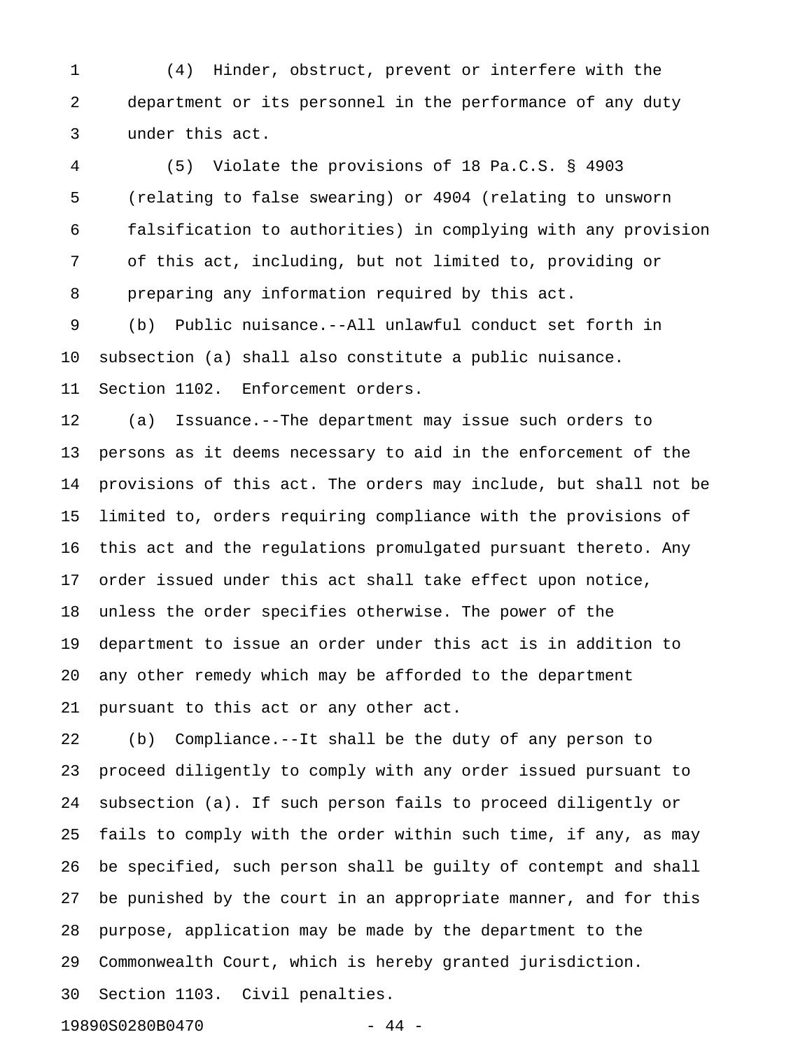(4) Hinder, obstruct, prevent or interfere with the department or its personnel in the performance of any duty under this act.

(5) Violate the provisions of 18 Pa.C.S. § 4903 (relating to false swearing) or 4904 (relating to unsworn falsification to authorities) in complying with any provision of this act, including, but not limited to, providing or preparing any information required by this act.

(b) Public nuisance.--All unlawful conduct set forth in subsection (a) shall also constitute a public nuisance.

Section 1102. Enforcement orders.

(a) Issuance.--The department may issue such orders to persons as it deems necessary to aid in the enforcement of the provisions of this act. The orders may include, but shall not be limited to, orders requiring compliance with the provisions of this act and the regulations promulgated pursuant thereto. Any order issued under this act shall take effect upon notice, unless the order specifies otherwise. The power of the department to issue an order under this act is in addition to any other remedy which may be afforded to the department pursuant to this act or any other act.

(b) Compliance.--It shall be the duty of any person to proceed diligently to comply with any order issued pursuant to subsection (a). If such person fails to proceed diligently or fails to comply with the order within such time, if any, as may be specified, such person shall be guilty of contempt and shall be punished by the court in an appropriate manner, and for this purpose, application may be made by the department to the Commonwealth Court, which is hereby granted jurisdiction.

Section 1103. Civil penalties.

19890S0280B0470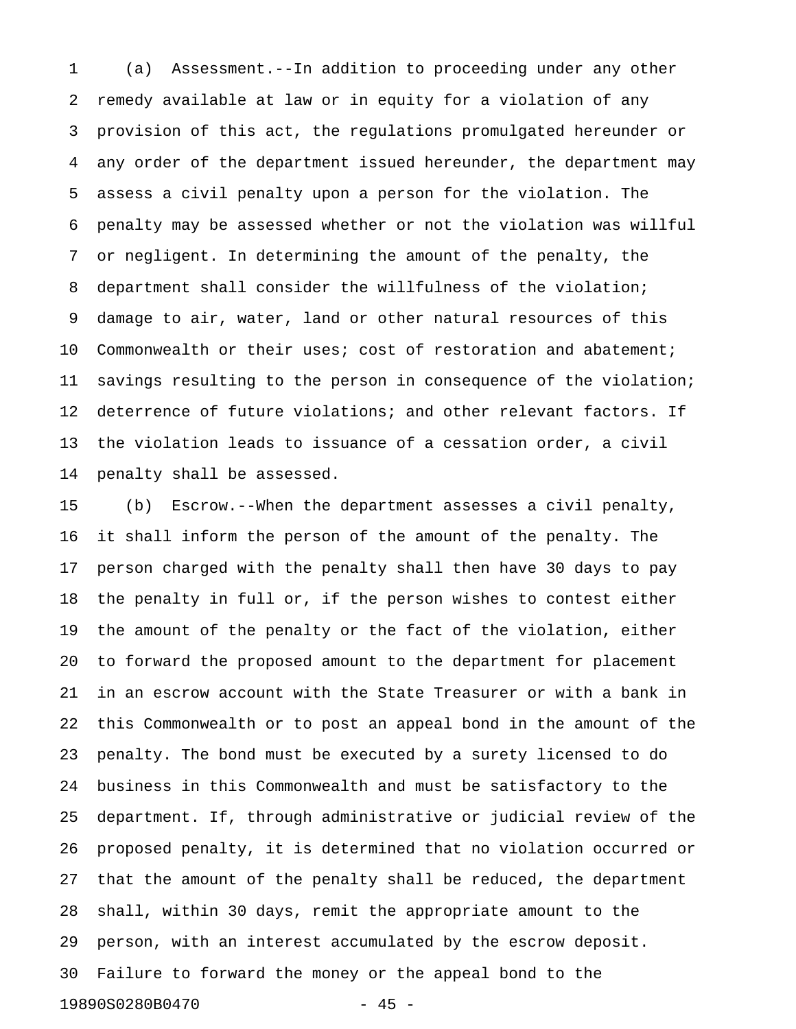(a) Assessment.--In addition to proceeding under any other remedy available at law or in equity for a violation of any provision of this act, the regulations promulgated hereunder or any order of the department issued hereunder, the department may assess a civil penalty upon a person for the violation. The penalty may be assessed whether or not the violation was willful or negligent. In determining the amount of the penalty, the department shall consider the willfulness of the violation; damage to air, water, land or other natural resources of this Commonwealth or their uses; cost of restoration and abatement; savings resulting to the person in consequence of the violation; deterrence of future violations; and other relevant factors. If the violation leads to issuance of a cessation order, a civil penalty shall be assessed.

(b) Escrow.--When the department assesses a civil penalty, it shall inform the person of the amount of the penalty. The person charged with the penalty shall then have 30 days to pay the penalty in full or, if the person wishes to contest either the amount of the penalty or the fact of the violation, either to forward the proposed amount to the department for placement in an escrow account with the State Treasurer or with a bank in this Commonwealth or to post an appeal bond in the amount of the penalty. The bond must be executed by a surety licensed to do business in this Commonwealth and must be satisfactory to the department. If, through administrative or judicial review of the proposed penalty, it is determined that no violation occurred or that the amount of the penalty shall be reduced, the department shall, within 30 days, remit the appropriate amount to the person, with an interest accumulated by the escrow deposit. Failure to forward the money or the appeal bond to the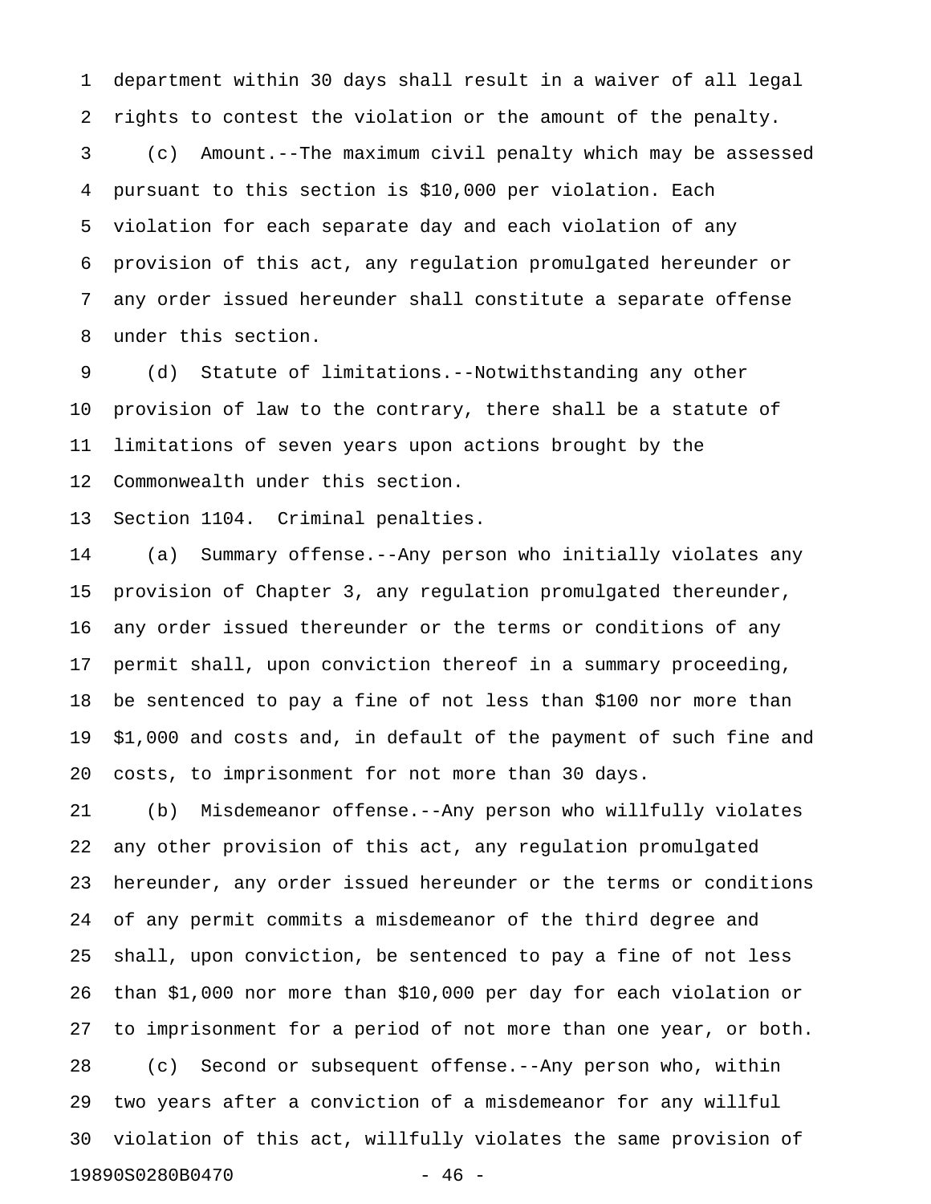department within 30 days shall result in a waiver of all legal rights to contest the violation or the amount of the penalty.

(c) Amount.--The maximum civil penalty which may be assessed pursuant to this section is $10,000 per violation. Each violation for each separate day and each violation of any provision of this act, any regulation promulgated hereunder or any order issued hereunder shall constitute a separate offense under this section.

(d) Statute of limitations.--Notwithstanding any other provision of law to the contrary, there shall be a statute of limitations of seven years upon actions brought by the Commonwealth under this section.

Section 1104. Criminal penalties.

(a) Summary offense.--Any person who initially violates any provision of Chapter 3, any regulation promulgated thereunder, any order issued thereunder or the terms or conditions of any permit shall, upon conviction thereof in a summary proceeding, be sentenced to pay a fine of not less than $100 nor more than $1,000 and costs and, in default of the payment of such fine and costs, to imprisonment for not more than 30 days.

(b) Misdemeanor offense.--Any person who willfully violates any other provision of this act, any regulation promulgated hereunder, any order issued hereunder or the terms or conditions of any permit commits a misdemeanor of the third degree and shall, upon conviction, be sentenced to pay a fine of not less than $1,000 nor more than $10,000 per day for each violation or to imprisonment for a period of not more than one year, or both.

(c) Second or subsequent offense.--Any person who, within two years after a conviction of a misdemeanor for any willful violation of this act, willfully violates the same provision of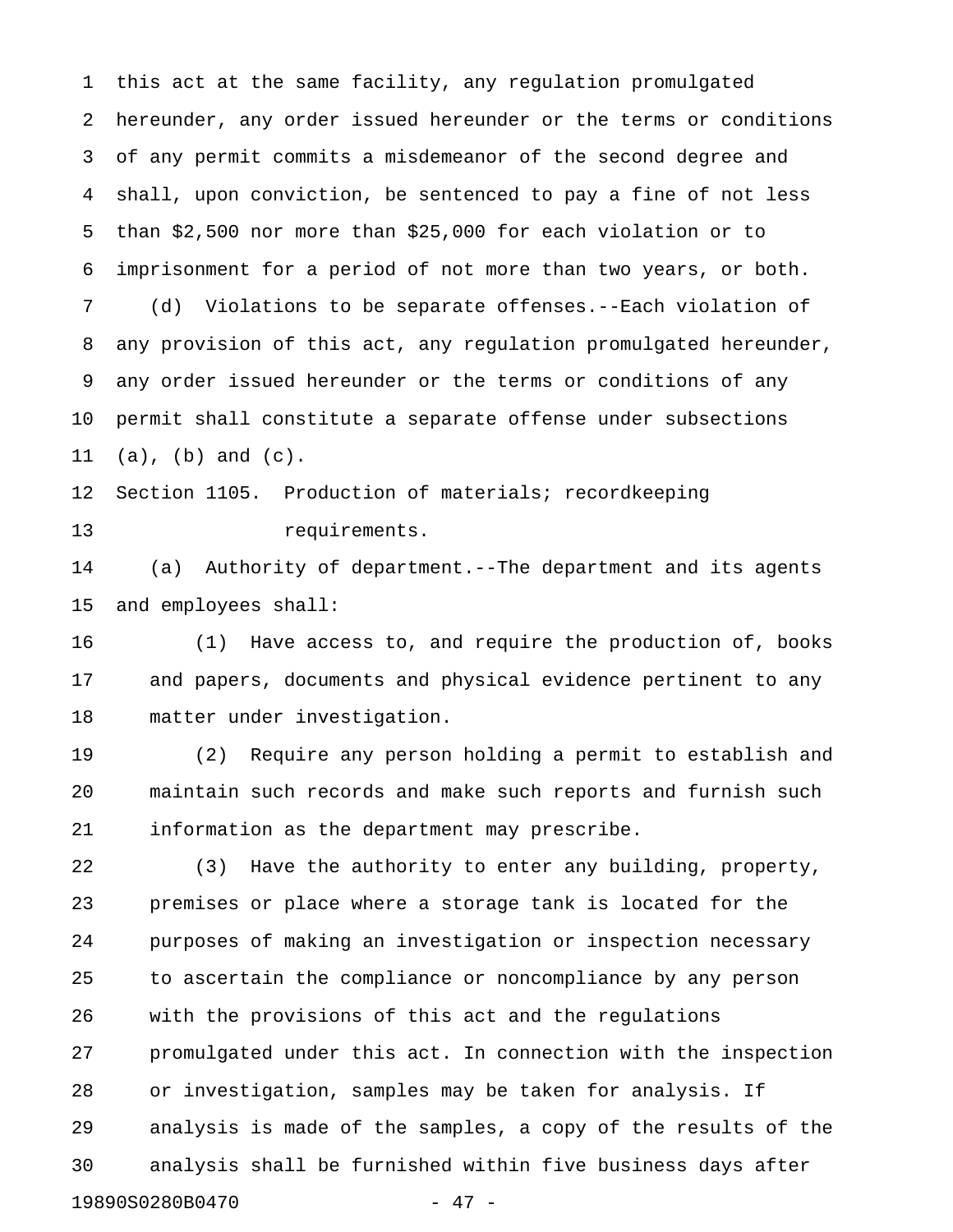this act at the same facility, any regulation promulgated hereunder, any order issued hereunder or the terms or conditions of any permit commits a misdemeanor of the second degree and shall, upon conviction, be sentenced to pay a fine of not less than $2,500 nor more than $25,000 for each violation or to imprisonment for a period of not more than two years, or both.

(d) Violations to be separate offenses.--Each violation of any provision of this act, any regulation promulgated hereunder, any order issued hereunder or the terms or conditions of any permit shall constitute a separate offense under subsections (a), (b) and (c).

Section 1105. Production of materials; recordkeeping requirements.

(a) Authority of department.--The department and its agents and employees shall:

(1) Have access to, and require the production of, books and papers, documents and physical evidence pertinent to any matter under investigation.

(2) Require any person holding a permit to establish and maintain such records and make such reports and furnish such information as the department may prescribe.

(3) Have the authority to enter any building, property, premises or place where a storage tank is located for the purposes of making an investigation or inspection necessary to ascertain the compliance or noncompliance by any person with the provisions of this act and the regulations promulgated under this act. In connection with the inspection or investigation, samples may be taken for analysis. If analysis is made of the samples, a copy of the results of the analysis shall be furnished within five business days after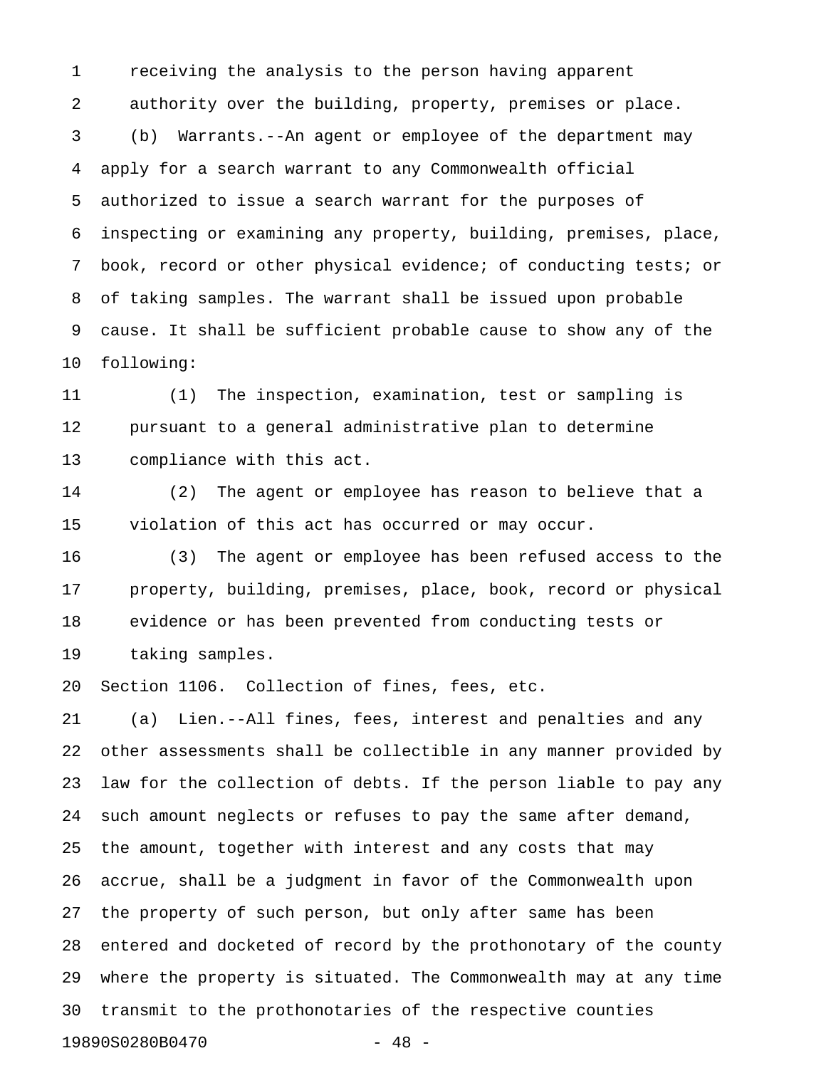receiving the analysis to the person having apparent authority over the building, property, premises or place.

(b) Warrants.--An agent or employee of the department may apply for a search warrant to any Commonwealth official authorized to issue a search warrant for the purposes of inspecting or examining any property, building, premises, place, book, record or other physical evidence; of conducting tests; or of taking samples. The warrant shall be issued upon probable cause. It shall be sufficient probable cause to show any of the following:

(1) The inspection, examination, test or sampling is pursuant to a general administrative plan to determine compliance with this act.

(2) The agent or employee has reason to believe that a violation of this act has occurred or may occur.

(3) The agent or employee has been refused access to the property, building, premises, place, book, record or physical evidence or has been prevented from conducting tests or taking samples.

Section 1106. Collection of fines, fees, etc.

(a) Lien.--All fines, fees, interest and penalties and any other assessments shall be collectible in any manner provided by law for the collection of debts. If the person liable to pay any such amount neglects or refuses to pay the same after demand, the amount, together with interest and any costs that may accrue, shall be a judgment in favor of the Commonwealth upon the property of such person, but only after same has been entered and docketed of record by the prothonotary of the county where the property is situated. The Commonwealth may at any time transmit to the prothonotaries of the respective counties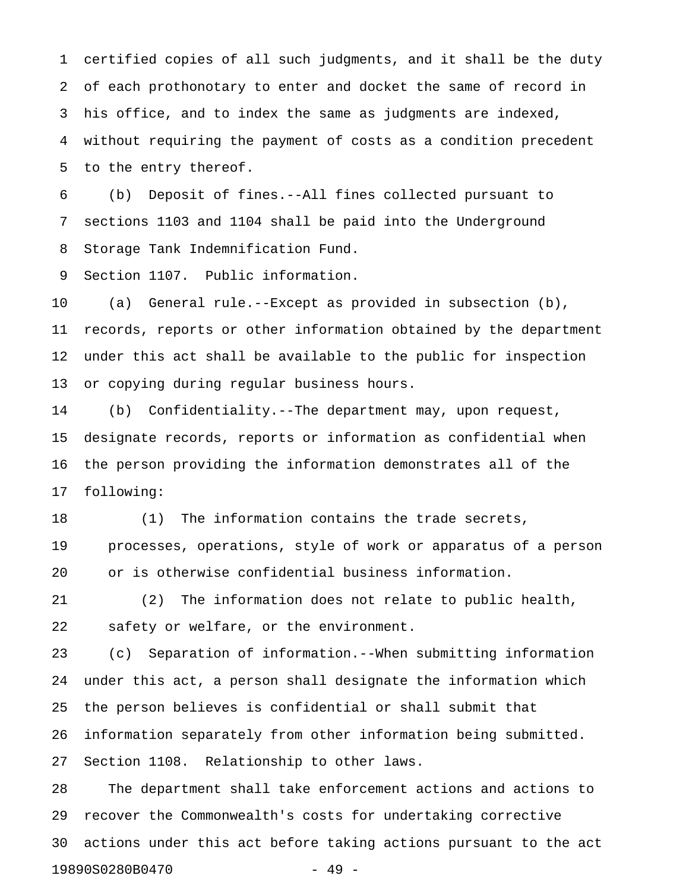certified copies of all such judgments, and it shall be the duty of each prothonotary to enter and docket the same of record in his office, and to index the same as judgments are indexed, without requiring the payment of costs as a condition precedent to the entry thereof.

(b) Deposit of fines.--All fines collected pursuant to sections 1103 and 1104 shall be paid into the Underground Storage Tank Indemnification Fund.

Section 1107. Public information.

(a) General rule.--Except as provided in subsection (b), records, reports or other information obtained by the department under this act shall be available to the public for inspection or copying during regular business hours.

(b) Confidentiality.--The department may, upon request, designate records, reports or information as confidential when the person providing the information demonstrates all of the following:

(1) The information contains the trade secrets, processes, operations, style of work or apparatus of a person or is otherwise confidential business information.

(2) The information does not relate to public health, safety or welfare, or the environment.

(c) Separation of information.--When submitting information under this act, a person shall designate the information which the person believes is confidential or shall submit that information separately from other information being submitted.

Section 1108. Relationship to other laws.

The department shall take enforcement actions and actions to recover the Commonwealth's costs for undertaking corrective actions under this act before taking actions pursuant to the act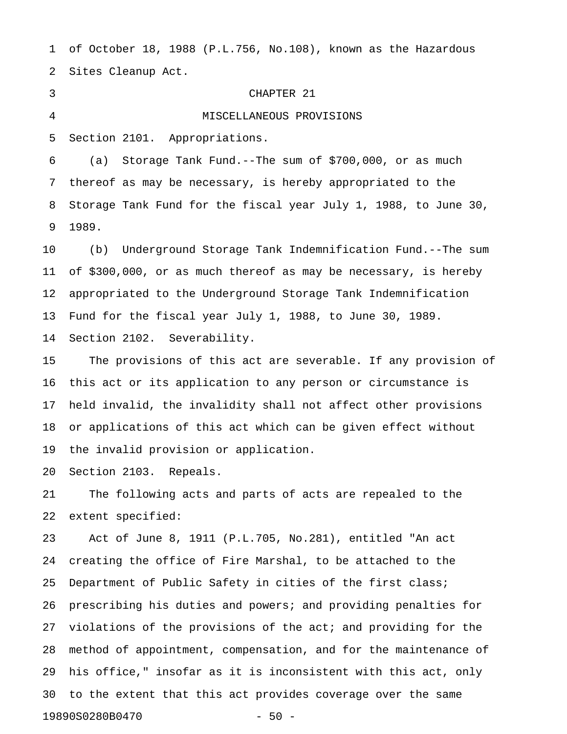of October 18, 1988 (P.L.756, No.108), known as the Hazardous Sites Cleanup Act.

## CHAPTER 21

## MISCELLANEOUS PROVISIONS

Section 2101. Appropriations.

(a) Storage Tank Fund.--The sum of $700,000, or as much thereof as may be necessary, is hereby appropriated to the Storage Tank Fund for the fiscal year July 1, 1988, to June 30, 1989.

(b) Underground Storage Tank Indemnification Fund.--The sum of $300,000, or as much thereof as may be necessary, is hereby appropriated to the Underground Storage Tank Indemnification Fund for the fiscal year July 1, 1988, to June 30, 1989.

Section 2102. Severability.

The provisions of this act are severable. If any provision of this act or its application to any person or circumstance is held invalid, the invalidity shall not affect other provisions or applications of this act which can be given effect without the invalid provision or application.

Section 2103. Repeals.

The following acts and parts of acts are repealed to the extent specified:

Act of June 8, 1911 (P.L.705, No.281), entitled "An act creating the office of Fire Marshal, to be attached to the Department of Public Safety in cities of the first class; prescribing his duties and powers; and providing penalties for violations of the provisions of the act; and providing for the method of appointment, compensation, and for the maintenance of his office," insofar as it is inconsistent with this act, only to the extent that this act provides coverage over the same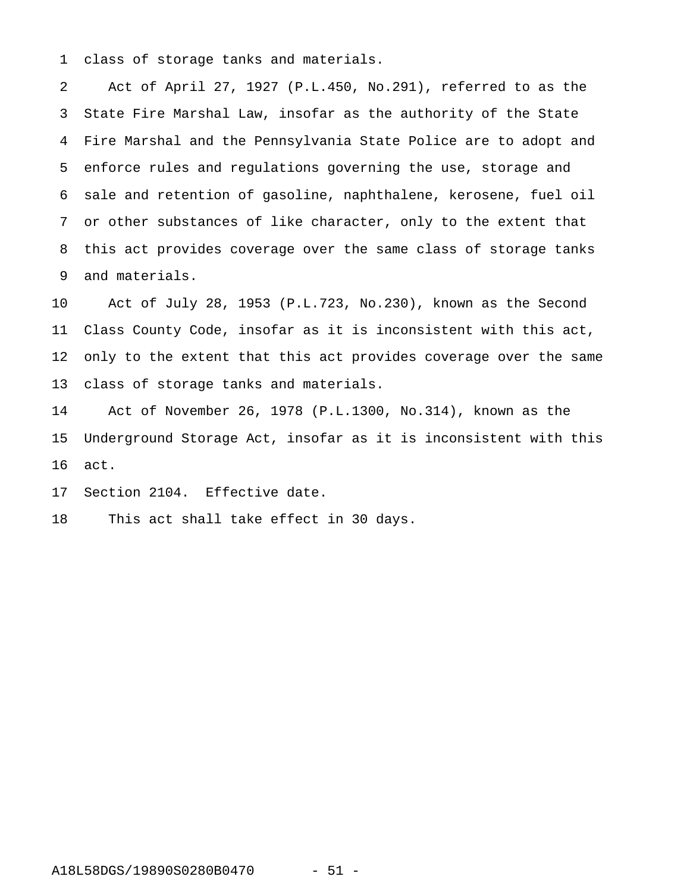class of storage tanks and materials.

Act of April 27, 1927 (P.L.450, No.291), referred to as the State Fire Marshal Law, insofar as the authority of the State Fire Marshal and the Pennsylvania State Police are to adopt and enforce rules and regulations governing the use, storage and sale and retention of gasoline, naphthalene, kerosene, fuel oil or other substances of like character, only to the extent that this act provides coverage over the same class of storage tanks and materials.

Act of July 28, 1953 (P.L.723, No.230), known as the Second Class County Code, insofar as it is inconsistent with this act, only to the extent that this act provides coverage over the same class of storage tanks and materials.

Act of November 26, 1978 (P.L.1300, No.314), known as the Underground Storage Act, insofar as it is inconsistent with this act.

Section 2104. Effective date.

This act shall take effect in 30 days.